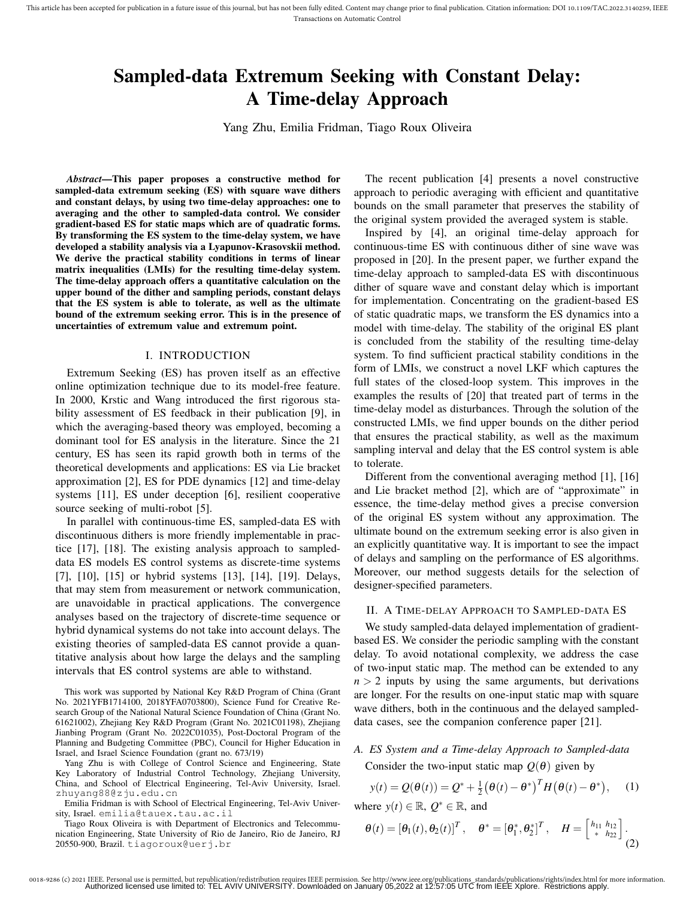# Sampled-data Extremum Seeking with Constant Delay: A Time-delay Approach

Yang Zhu, Emilia Fridman, Tiago Roux Oliveira

***Abstract*—This paper proposes a constructive method for sampled-data extremum seeking (ES) with square wave dithers and constant delays, by using two time-delay approaches: one to averaging and the other to sampled-data control. We consider gradient-based ES for static maps which are of quadratic forms. By transforming the ES system to the time-delay system, we have developed a stability analysis via a Lyapunov-Krasovskii method. We derive the practical stability conditions in terms of linear matrix inequalities (LMIs) for the resulting time-delay system. The time-delay approach offers a quantitative calculation on the upper bound of the dither and sampling periods, constant delays that the ES system is able to tolerate, as well as the ultimate bound of the extremum seeking error. This is in the presence of uncertainties of extremum value and extremum point.**

## I. INTRODUCTION

Extremum Seeking (ES) has proven itself as an effective online optimization technique due to its model-free feature. In 2000, Krstic and Wang introduced the first rigorous stability assessment of ES feedback in their publication [9], in which the averaging-based theory was employed, becoming a dominant tool for ES analysis in the literature. Since the 21 century, ES has seen its rapid growth both in terms of the theoretical developments and applications: ES via Lie bracket approximation [2], ES for PDE dynamics [12] and time-delay systems [11], ES under deception [6], resilient cooperative source seeking of multi-robot [5].

In parallel with continuous-time ES, sampled-data ES with discontinuous dithers is more friendly implementable in practice [17], [18]. The existing analysis approach to sampled-data ES models ES control systems as discrete-time systems [7], [10], [15] or hybrid systems [13], [14], [19]. Delays, that may stem from measurement or network communication, are unavoidable in practical applications. The convergence analyses based on the trajectory of discrete-time sequence or hybrid dynamical systems do not take into account delays. The existing theories of sampled-data ES cannot provide a quantitative analysis about how large the delays and the sampling intervals that ES control systems are able to withstand.

This work was supported by National Key R&D Program of China (Grant No. 2021YFB1714100, 2018YFA0703800), Science Fund for Creative Research Group of the National Natural Science Foundation of China (Grant No. 61621002), Zhejiang Key R&D Program (Grant No. 2021C01198), Zhejiang Jianbing Program (Grant No. 2022C01035), Post-Doctoral Program of the Planning and Budgeting Committee (PBC), Council for Higher Education in Israel, and Israel Science Foundation (grant no. 673/19)

Yang Zhu is with College of Control Science and Engineering, State Key Laboratory of Industrial Control Technology, Zhejiang University, China, and School of Electrical Engineering, Tel-Aviv University, Israel. zhuyang88@zju.edu.cn

Emilia Fridman is with School of Electrical Engineering, Tel-Aviv University, Israel. emilia@tauex.tau.ac.il

Tiago Roux Oliveira is with Department of Electronics and Telecommunication Engineering, State University of Rio de Janeiro, Rio de Janeiro, RJ 20550-900, Brazil. tiagoroux@uerj.br

The recent publication [4] presents a novel constructive approach to periodic averaging with efficient and quantitative bounds on the small parameter that preserves the stability of the original system provided the averaged system is stable.

Inspired by [4], an original time-delay approach for continuous-time ES with continuous dither of sine wave was proposed in [20]. In the present paper, we further expand the time-delay approach to sampled-data ES with discontinuous dither of square wave and constant delay which is important for implementation. Concentrating on the gradient-based ES of static quadratic maps, we transform the ES dynamics into a model with time-delay. The stability of the original ES plant is concluded from the stability of the resulting time-delay system. To find sufficient practical stability conditions in the form of LMIs, we construct a novel LKF which captures the full states of the closed-loop system. This improves in the examples the results of [20] that treated part of terms in the time-delay model as disturbances. Through the solution of the constructed LMIs, we find upper bounds on the dither period that ensures the practical stability, as well as the maximum sampling interval and delay that the ES control system is able to tolerate.

Different from the conventional averaging method [1], [16] and Lie bracket method [2], which are of "approximate" in essence, the time-delay method gives a precise conversion of the original ES system without any approximation. The ultimate bound on the extremum seeking error is also given in an explicitly quantitative way. It is important to see the impact of delays and sampling on the performance of ES algorithms. Moreover, our method suggests details for the selection of designer-specified parameters.

## II. A TIME-DELAY APPROACH TO SAMPLED-DATA ES

We study sampled-data delayed implementation of gradient-based ES. We consider the periodic sampling with the constant delay. To avoid notational complexity, we address the case of two-input static map. The method can be extended to any $n > 2$ inputs by using the same arguments, but derivations are longer. For the results on one-input static map with square wave dithers, both in the continuous and the delayed sampled-data cases, see the companion conference paper [21].

### *A. ES System and a Time-delay Approach to Sampled-data*

Consider the two-input static map $Q(\theta)$ given by

$$y(t) = Q(\theta(t)) = Q^* + \frac{1}{2}\big(\theta(t) - \theta^*\big)^T H \big(\theta(t) - \theta^*\big), \qquad (1)$$

where $y(t) \in \mathbb{R}$, $Q^* \in \mathbb{R}$, and

$$\theta(t) = [\theta_1(t), \theta_2(t)]^T, \quad \theta^* = [\theta_1^*, \theta_2^*]^T, \quad H = \begin{bmatrix} h_{11} & h_{12} \\ * & h_{22} \end{bmatrix}. \qquad (2)$$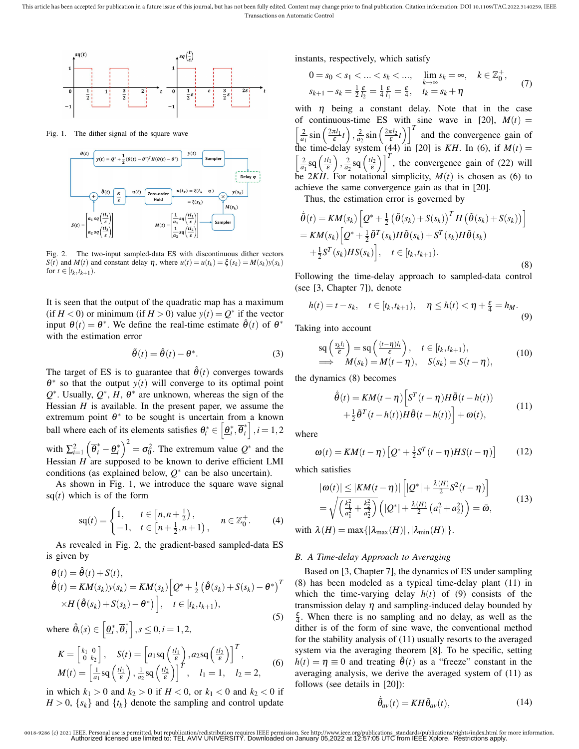Fig. 1. The dither signal of the square wave

Fig. 2. The two-input sampled-data ES with discontinuous dither vectors $S(t)$ and $M(t)$ and constant delay $\eta$, where $u(t) = u(t_k) = \xi(s_k) = M(s_k)y(s_k)$ for $t \in [t_k, t_{k+1})$.

It is seen that the output of the quadratic map has a maximum (if $H<0$) or minimum (if $H>0$) value $y(t) = Q^*$ if the vector input $\theta(t) = \theta^*$. We define the real-time estimate $\hat{\theta}(t)$ of $\theta^*$ with the estimation error

$$\tilde{\theta}(t) = \hat{\theta}(t) - \theta^*. \tag{3}$$

The target of ES is to guarantee that $\hat{\theta}(t)$ converges towards $\theta^*$ so that the output $y(t)$ will converge to its optimal point $Q^*$. Usually, $Q^*$, $H$, $\theta^*$ are unknown, whereas the sign of the Hessian $H$ is available. In the present paper, we assume the extremum point $\theta^*$ to be sought is uncertain from a known ball where each of its elements satisfies $\theta_i^* \in \left[\underline{\theta}_i^*, \overline{\theta}_i^*\right], i=1,2$ with $\sum_{i=1}^{2}\left(\overline{\theta}_i^* - \underline{\theta}_i^*\right)^2 = \sigma_0^2$. The extremum value $Q^*$ and the Hessian $H$ are supposed to be known to derive efficient LMI conditions (as explained below, $Q^*$ can be also uncertain).

As shown in Fig. 1, we introduce the square wave signal $\mathrm{sq}(t)$ which is of the form

$$\mathrm{sq}(t) = \begin{cases} 1, & t \in \left[n, n+\frac{1}{2}\right), \\ -1, & t \in \left[n+\frac{1}{2}, n+1\right), \end{cases} \quad n \in \mathbb{Z}_0^+. \tag{4}$$

As revealed in Fig. 2, the gradient-based sampled-data ES is given by

$$\begin{aligned} &\theta(t) = \hat{\theta}(t) + S(t), \\ &\dot{\hat{\theta}}(t) = KM(s_k)y(s_k) = KM(s_k)\Big[Q^* + \tfrac{1}{2}\left(\hat{\theta}(s_k) + S(s_k) - \theta^*\right)^T \\ &\quad \times H\left(\hat{\theta}(s_k) + S(s_k) - \theta^*\right)\Big], \quad t \in [t_k, t_{k+1}), \end{aligned} \tag{5}$$

where $\hat{\theta}_i(s) \in \left[\underline{\theta}_i^*, \overline{\theta}_i^*\right], s \le 0, i=1,2,$

$$\begin{aligned} &K = \begin{bmatrix} k_1 & 0 \\ 0 & k_2 \end{bmatrix}, \quad S(t) = \left[a_1 \mathrm{sq}\left(\tfrac{tl_1}{\varepsilon}\right), a_2 \mathrm{sq}\left(\tfrac{tl_2}{\varepsilon}\right)\right]^T, \\ &M(t) = \left[\tfrac{1}{a_1}\mathrm{sq}\left(\tfrac{tl_1}{\varepsilon}\right), \tfrac{1}{a_2}\mathrm{sq}\left(\tfrac{tl_2}{\varepsilon}\right)\right]^T, \quad l_1 = 1, \quad l_2 = 2, \end{aligned} \tag{6}$$

in which $k_1>0$ and $k_2>0$ if $H<0$, or $k_1<0$ and $k_2<0$ if $H>0$, $\{s_k\}$ and $\{t_k\}$ denote the sampling and control update instants, respectively, which satisfy

$$\begin{aligned} &0 = s_0 < s_1 < \ldots < s_k < \ldots, \quad \lim_{k\to\infty} s_k = \infty, \quad k \in \mathbb{Z}_0^+, \\ &s_{k+1} - s_k = \tfrac{1}{2}\tfrac{\varepsilon}{l_2} = \tfrac{1}{4}\tfrac{\varepsilon}{l_1} = \tfrac{\varepsilon}{4}, \quad t_k = s_k + \eta \end{aligned} \tag{7}$$

with $\eta$ being a constant delay. Note that in the case of continuous-time ES with sine wave in [20], $M(t) = \left[\frac{2}{a_1}\sin\left(\frac{2\pi l_1}{\varepsilon}t\right), \frac{2}{a_2}\sin\left(\frac{2\pi l_2}{\varepsilon}t\right)\right]^T$ and the convergence gain of the time-delay system (44) in [20] is $KH$. In (6), if $M(t) = \left[\frac{2}{a_1}\mathrm{sq}\left(\frac{tl_1}{\varepsilon}\right), \frac{2}{a_2}\mathrm{sq}\left(\frac{tl_2}{\varepsilon}\right)\right]^T$, the convergence gain of (22) will be $2KH$. For notational simplicity, $M(t)$ is chosen as (6) to achieve the same convergence gain as that in [20].

Thus, the estimation error is governed by

$$\begin{aligned} \dot{\tilde{\theta}}(t) &= KM(s_k)\left[Q^* + \tfrac{1}{2}\left(\tilde{\theta}(s_k) + S(s_k)\right)^T H\left(\tilde{\theta}(s_k) + S(s_k)\right)\right] \\ &= KM(s_k)\Big[Q^* + \tfrac{1}{2}\tilde{\theta}^T(s_k)H\tilde{\theta}(s_k) + S^T(s_k)H\tilde{\theta}(s_k) \\ &\quad + \tfrac{1}{2}S^T(s_k)HS(s_k)\Big], \quad t \in [t_k, t_{k+1}). \end{aligned} \tag{8}$$

Following the time-delay approach to sampled-data control (see [3, Chapter 7]), denote

$$h(t) = t - s_k, \quad t \in [t_k, t_{k+1}), \quad \eta \le h(t) < \eta + \tfrac{\varepsilon}{4} = h_M. \tag{9}$$

Taking into account

$$\begin{aligned} &\mathrm{sq}\left(\tfrac{s_k l_i}{\varepsilon}\right) = \mathrm{sq}\left(\tfrac{(t-\eta)l_i}{\varepsilon}\right), \quad t \in [t_k, t_{k+1}), \\ &\implies \quad M(s_k) = M(t-\eta), \quad S(s_k) = S(t-\eta), \end{aligned} \tag{10}$$

the dynamics (8) becomes

$$\begin{aligned} \dot{\tilde{\theta}}(t) = KM(t-\eta)\Big[&S^T(t-\eta)H\tilde{\theta}(t-h(t)) \\ &+ \tfrac{1}{2}\tilde{\theta}^T(t-h(t))H\tilde{\theta}(t-h(t))\Big] + \omega(t), \end{aligned} \tag{11}$$

where

$$\omega(t) = KM(t-\eta)\left[Q^* + \tfrac{1}{2}S^T(t-\eta)HS(t-\eta)\right] \tag{12}$$

which satisfies

$$\begin{aligned} |\omega(t)| &\le |KM(t-\eta)|\left[|Q^*| + \tfrac{\lambda(H)}{2}S^2(t-\eta)\right] \\ &= \sqrt{\left(\tfrac{k_1^2}{a_1^2} + \tfrac{k_2^2}{a_2^2}\right)}\left(|Q^*| + \tfrac{\lambda(H)}{2}\left(a_1^2 + a_2^2\right)\right) = \bar{\omega}, \end{aligned} \tag{13}$$

with $\lambda(H) = \max\{|\lambda_{\max}(H)|, |\lambda_{\min}(H)|\}$.

### B. A Time-delay Approach to Averaging

Based on [3, Chapter 7], the dynamics of ES under sampling (8) has been modeled as a typical time-delay plant (11) in which the time-varying delay $h(t)$ of (9) consists of the transmission delay $\eta$ and sampling-induced delay bounded by $\frac{\varepsilon}{4}$. When there is no sampling and no delay, as well as the dither is of the form of sine wave, the conventional method for the stability analysis of (11) usually resorts to the averaged system via the averaging theorem [8]. To be specific, setting $h(t) = \eta \equiv 0$ and treating $\tilde{\theta}(t)$ as a "freeze" constant in the averaging analysis, we derive the averaged system of (11) as follows (see details in [20]):

$$\dot{\tilde{\theta}}_{av}(t) = KH\tilde{\theta}_{av}(t), \tag{14}$$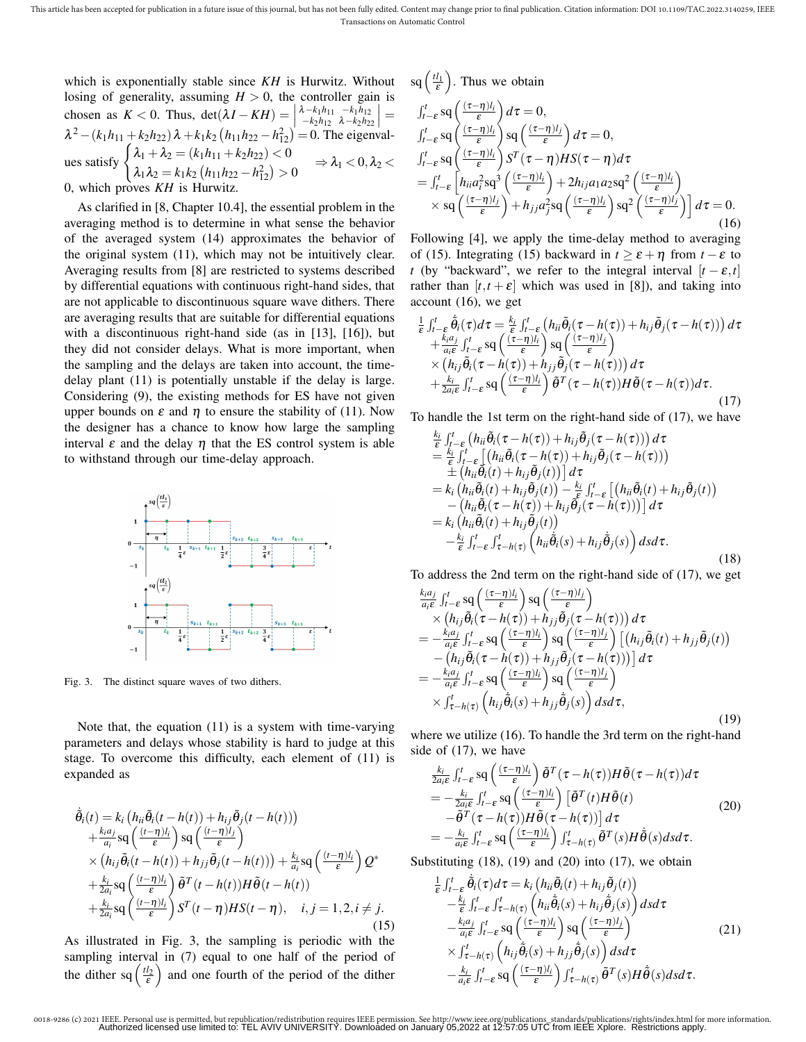which is exponentially stable since $KH$ is Hurwitz. Without losing of generality, assuming $H>0$, the controller gain is chosen as $K<0$. Thus, $\det(\lambda I - KH) = \begin{vmatrix} \lambda - k_1 h_{11} & -k_1 h_{12} \\ -k_2 h_{12} & \lambda - k_2 h_{22} \end{vmatrix} = \lambda^2 - (k_1 h_{11} + k_2 h_{22})\lambda + k_1 k_2 (h_{11} h_{22} - h_{12}^2) = 0$. The eigenvalues satisfy $\begin{cases} \lambda_1 + \lambda_2 = (k_1 h_{11} + k_2 h_{22}) < 0 \\ \lambda_1 \lambda_2 = k_1 k_2 (h_{11} h_{22} - h_{12}^2) > 0 \end{cases} \Rightarrow \lambda_1 < 0, \lambda_2 < 0$, which proves $KH$ is Hurwitz.

As clarified in [8, Chapter 10.4], the essential problem in the averaging method is to determine in what sense the behavior of the averaged system (14) approximates the behavior of the original system (11), which may not be intuitively clear. Averaging results from [8] are restricted to systems described by differential equations with continuous right-hand sides, that are not applicable to discontinuous square wave dithers. There are averaging results that are suitable for differential equations with a discontinuous right-hand side (as in [13], [16]), but they did not consider delays. What is more important, when the sampling and the delays are taken into account, the time-delay plant (11) is potentially unstable if the delay is large. Considering (9), the existing methods for ES have not given upper bounds on $\varepsilon$ and $\eta$ to ensure the stability of (11). Now the designer has a chance to know how large the sampling interval $\varepsilon$ and the delay $\eta$ that the ES control system is able to withstand through our time-delay approach.

Fig. 3. The distinct square waves of two dithers.

Note that, the equation (11) is a system with time-varying parameters and delays whose stability is hard to judge at this stage. To overcome this difficulty, each element of (11) is expanded as

$$
\begin{aligned}
\dot{\tilde{\theta}}_i(t) &= k_i\left(h_{ii}\tilde{\theta}_i(t-h(t)) + h_{ij}\tilde{\theta}_j(t-h(t))\right) \\
&+ \tfrac{k_i a_j}{a_i}\operatorname{sq}\left(\tfrac{(t-\eta)l_i}{\varepsilon}\right)\operatorname{sq}\left(\tfrac{(t-\eta)l_j}{\varepsilon}\right) \\
&\times \left(h_{ij}\tilde{\theta}_i(t-h(t)) + h_{jj}\tilde{\theta}_j(t-h(t))\right) + \tfrac{k_i}{a_i}\operatorname{sq}\left(\tfrac{(t-\eta)l_i}{\varepsilon}\right)Q^* \\
&+ \tfrac{k_i}{2a_i}\operatorname{sq}\left(\tfrac{(t-\eta)l_i}{\varepsilon}\right)\tilde{\theta}^T(t-h(t))H\tilde{\theta}(t-h(t)) \\
&+ \tfrac{k_i}{2a_i}\operatorname{sq}\left(\tfrac{(t-\eta)l_i}{\varepsilon}\right)S^T(t-\eta)HS(t-\eta), \quad i,j=1,2, i\neq j.
\end{aligned} \tag{15}
$$

As illustrated in Fig. 3, the sampling is periodic with the sampling interval in (7) equal to one half of the period of the dither $\operatorname{sq}\left(\frac{tl_2}{\varepsilon}\right)$ and one fourth of the period of the dither $\operatorname{sq}\left(\frac{tl_1}{\varepsilon}\right)$. Thus we obtain

$$
\begin{aligned}
&\int_{t-\varepsilon}^{t}\operatorname{sq}\left(\tfrac{(\tau-\eta)l_i}{\varepsilon}\right)d\tau = 0, \\
&\int_{t-\varepsilon}^{t}\operatorname{sq}\left(\tfrac{(\tau-\eta)l_i}{\varepsilon}\right)\operatorname{sq}\left(\tfrac{(\tau-\eta)l_j}{\varepsilon}\right)d\tau = 0, \\
&\int_{t-\varepsilon}^{t}\operatorname{sq}\left(\tfrac{(\tau-\eta)l_i}{\varepsilon}\right)S^T(\tau-\eta)HS(\tau-\eta)d\tau \\
&= \int_{t-\varepsilon}^{t}\Big[h_{ii}a_i^2\operatorname{sq}^3\left(\tfrac{(\tau-\eta)l_i}{\varepsilon}\right) + 2h_{ij}a_1a_2\operatorname{sq}^2\left(\tfrac{(\tau-\eta)l_i}{\varepsilon}\right) \\
&\quad\times\operatorname{sq}\left(\tfrac{(\tau-\eta)l_j}{\varepsilon}\right) + h_{jj}a_j^2\operatorname{sq}\left(\tfrac{(\tau-\eta)l_i}{\varepsilon}\right)\operatorname{sq}^2\left(\tfrac{(\tau-\eta)l_j}{\varepsilon}\right)\Big]d\tau = 0.
\end{aligned} \tag{16}
$$

Following [4], we apply the time-delay method to averaging of (15). Integrating (15) backward in $t \geq \varepsilon + \eta$ from $t-\varepsilon$ to $t$ (by "backward", we refer to the integral interval $[t-\varepsilon, t]$ rather than $[t, t+\varepsilon]$ which was used in [8]), and taking into account (16), we get

$$
\begin{aligned}
&\tfrac{1}{\varepsilon}\int_{t-\varepsilon}^{t}\dot{\tilde{\theta}}_i(\tau)d\tau = \tfrac{k_i}{\varepsilon}\int_{t-\varepsilon}^{t}\left(h_{ii}\tilde{\theta}_i(\tau-h(\tau)) + h_{ij}\tilde{\theta}_j(\tau-h(\tau))\right)d\tau \\
&+ \tfrac{k_i a_j}{a_i\varepsilon}\int_{t-\varepsilon}^{t}\operatorname{sq}\left(\tfrac{(\tau-\eta)l_i}{\varepsilon}\right)\operatorname{sq}\left(\tfrac{(\tau-\eta)l_j}{\varepsilon}\right) \\
&\times\left(h_{ij}\tilde{\theta}_i(\tau-h(\tau)) + h_{jj}\tilde{\theta}_j(\tau-h(\tau))\right)d\tau \\
&+ \tfrac{k_i}{2a_i\varepsilon}\int_{t-\varepsilon}^{t}\operatorname{sq}\left(\tfrac{(\tau-\eta)l_i}{\varepsilon}\right)\tilde{\theta}^T(\tau-h(\tau))H\tilde{\theta}(\tau-h(\tau))d\tau.
\end{aligned} \tag{17}
$$

To handle the 1st term on the right-hand side of (17), we have

$$
\begin{aligned}
&\tfrac{k_i}{\varepsilon}\int_{t-\varepsilon}^{t}\left(h_{ii}\tilde{\theta}_i(\tau-h(\tau)) + h_{ij}\tilde{\theta}_j(\tau-h(\tau))\right)d\tau \\
&= \tfrac{k_i}{\varepsilon}\int_{t-\varepsilon}^{t}\Big[\left(h_{ii}\tilde{\theta}_i(\tau-h(\tau)) + h_{ij}\tilde{\theta}_j(\tau-h(\tau))\right) \\
&\quad\pm\left(h_{ii}\tilde{\theta}_i(t) + h_{ij}\tilde{\theta}_j(t)\right)\Big]d\tau \\
&= k_i\left(h_{ii}\tilde{\theta}_i(t) + h_{ij}\tilde{\theta}_j(t)\right) - \tfrac{k_i}{\varepsilon}\int_{t-\varepsilon}^{t}\Big[\left(h_{ii}\tilde{\theta}_i(t) + h_{ij}\tilde{\theta}_j(t)\right) \\
&\quad-\left(h_{ii}\tilde{\theta}_i(\tau-h(\tau)) + h_{ij}\tilde{\theta}_j(\tau-h(\tau))\right)\Big]d\tau \\
&= k_i\left(h_{ii}\tilde{\theta}_i(t) + h_{ij}\tilde{\theta}_j(t)\right) \\
&\quad-\tfrac{k_i}{\varepsilon}\int_{t-\varepsilon}^{t}\int_{\tau-h(\tau)}^{t}\left(h_{ii}\dot{\tilde{\theta}}_i(s) + h_{ij}\dot{\tilde{\theta}}_j(s)\right)ds d\tau.
\end{aligned} \tag{18}
$$

To address the 2nd term on the right-hand side of (17), we get

$$
\begin{aligned}
&\tfrac{k_i a_j}{a_i\varepsilon}\int_{t-\varepsilon}^{t}\operatorname{sq}\left(\tfrac{(\tau-\eta)l_i}{\varepsilon}\right)\operatorname{sq}\left(\tfrac{(\tau-\eta)l_j}{\varepsilon}\right) \\
&\quad\times\left(h_{ij}\tilde{\theta}_i(\tau-h(\tau)) + h_{jj}\tilde{\theta}_j(\tau-h(\tau))\right)d\tau \\
&= -\tfrac{k_i a_j}{a_i\varepsilon}\int_{t-\varepsilon}^{t}\operatorname{sq}\left(\tfrac{(\tau-\eta)l_i}{\varepsilon}\right)\operatorname{sq}\left(\tfrac{(\tau-\eta)l_j}{\varepsilon}\right)\Big[\left(h_{ij}\tilde{\theta}_i(t) + h_{jj}\tilde{\theta}_j(t)\right) \\
&\quad-\left(h_{ij}\tilde{\theta}_i(\tau-h(\tau)) + h_{jj}\tilde{\theta}_j(\tau-h(\tau))\right)\Big]d\tau \\
&= -\tfrac{k_i a_j}{a_i\varepsilon}\int_{t-\varepsilon}^{t}\operatorname{sq}\left(\tfrac{(\tau-\eta)l_i}{\varepsilon}\right)\operatorname{sq}\left(\tfrac{(\tau-\eta)l_j}{\varepsilon}\right) \\
&\quad\times\int_{\tau-h(\tau)}^{t}\left(h_{ij}\dot{\tilde{\theta}}_i(s) + h_{jj}\dot{\tilde{\theta}}_j(s)\right)ds d\tau,
\end{aligned} \tag{19}
$$

where we utilize (16). To handle the 3rd term on the right-hand side of (17), we have

$$
\begin{aligned}
&\tfrac{k_i}{2a_i\varepsilon}\int_{t-\varepsilon}^{t}\operatorname{sq}\left(\tfrac{(\tau-\eta)l_i}{\varepsilon}\right)\tilde{\theta}^T(\tau-h(\tau))H\tilde{\theta}(\tau-h(\tau))d\tau \\
&= -\tfrac{k_i}{2a_i\varepsilon}\int_{t-\varepsilon}^{t}\operatorname{sq}\left(\tfrac{(\tau-\eta)l_i}{\varepsilon}\right)\Big[\tilde{\theta}^T(t)H\tilde{\theta}(t) \\
&\quad-\tilde{\theta}^T(\tau-h(\tau))H\tilde{\theta}(\tau-h(\tau))\Big]d\tau \\
&= -\tfrac{k_i}{a_i\varepsilon}\int_{t-\varepsilon}^{t}\operatorname{sq}\left(\tfrac{(\tau-\eta)l_i}{\varepsilon}\right)\int_{\tau-h(\tau)}^{t}\tilde{\theta}^T(s)H\dot{\tilde{\theta}}(s)ds d\tau.
\end{aligned} \tag{20}
$$

Substituting (18), (19) and (20) into (17), we obtain

$$
\begin{aligned}
&\tfrac{1}{\varepsilon}\int_{t-\varepsilon}^{t}\dot{\tilde{\theta}}_i(\tau)d\tau = k_i\left(h_{ii}\tilde{\theta}_i(t) + h_{ij}\tilde{\theta}_j(t)\right) \\
&-\tfrac{k_i}{\varepsilon}\int_{t-\varepsilon}^{t}\int_{\tau-h(\tau)}^{t}\left(h_{ii}\dot{\tilde{\theta}}_i(s) + h_{ij}\dot{\tilde{\theta}}_j(s)\right)ds d\tau \\
&-\tfrac{k_i a_j}{a_i\varepsilon}\int_{t-\varepsilon}^{t}\operatorname{sq}\left(\tfrac{(\tau-\eta)l_i}{\varepsilon}\right)\operatorname{sq}\left(\tfrac{(\tau-\eta)l_j}{\varepsilon}\right) \\
&\times\int_{\tau-h(\tau)}^{t}\left(h_{ij}\dot{\tilde{\theta}}_i(s) + h_{jj}\dot{\tilde{\theta}}_j(s)\right)ds d\tau \\
&-\tfrac{k_i}{a_i\varepsilon}\int_{t-\varepsilon}^{t}\operatorname{sq}\left(\tfrac{(\tau-\eta)l_i}{\varepsilon}\right)\int_{\tau-h(\tau)}^{t}\tilde{\theta}^T(s)H\dot{\tilde{\theta}}(s)ds d\tau.
\end{aligned} \tag{21}
$$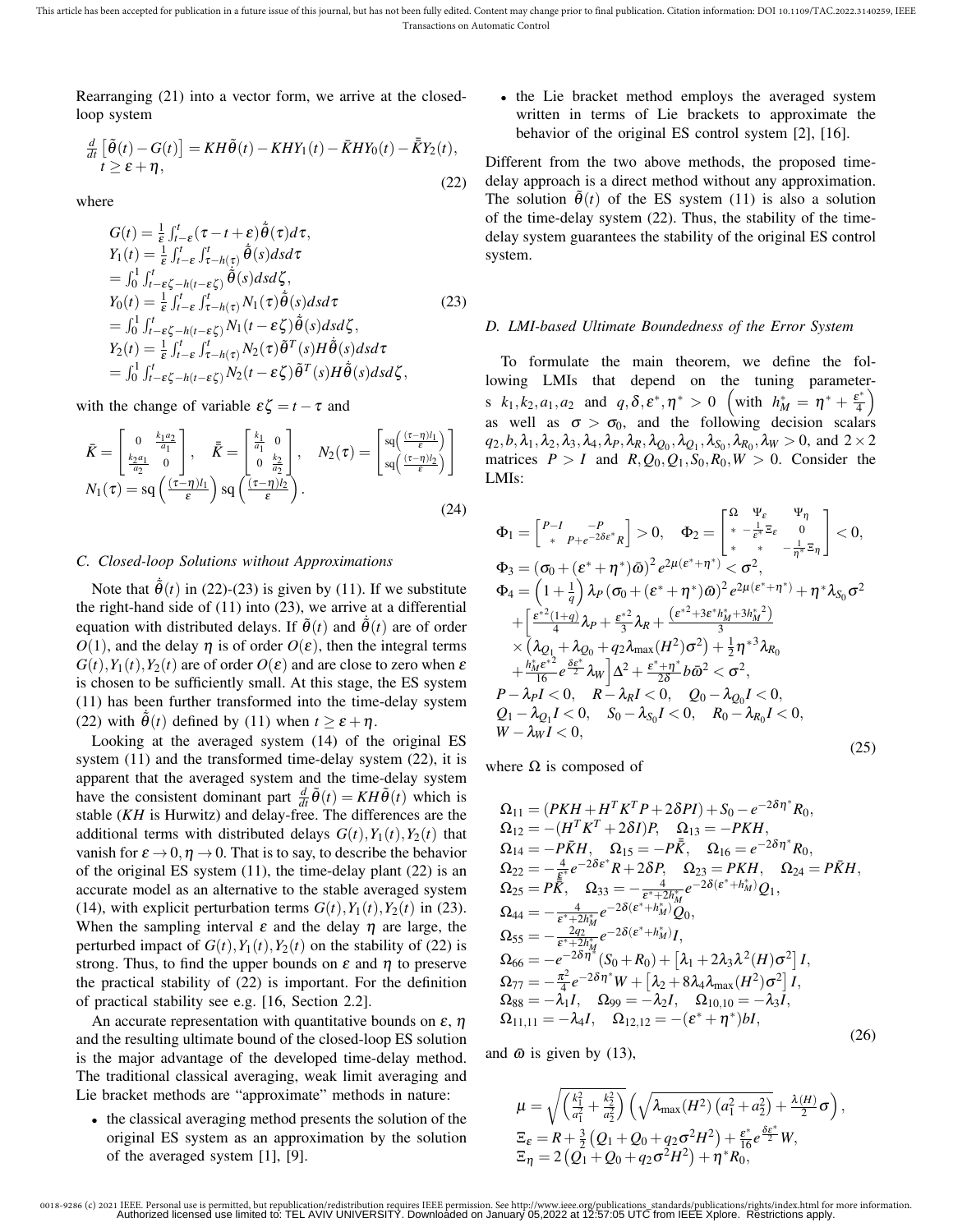Rearranging (21) into a vector form, we arrive at the closed-loop system

$$
\frac{d}{dt}\left[\tilde{\theta}(t)-G(t)\right] = KH\tilde{\theta}(t) - KHY_1(t) - \bar{K}HY_0(t) - \bar{\bar{K}}Y_2(t), \quad t \geq \varepsilon+\eta, \tag{22}
$$

where

$$
\begin{aligned}
G(t) &= \tfrac{1}{\varepsilon}\int_{t-\varepsilon}^{t}(\tau-t+\varepsilon)\dot{\tilde{\theta}}(\tau)d\tau,\\
Y_1(t) &= \tfrac{1}{\varepsilon}\int_{t-\varepsilon}^{t}\int_{\tau-h(\tau)}^{t}\dot{\tilde{\theta}}(s)dsd\tau\\
&= \int_0^1\int_{t-\varepsilon\zeta-h(t-\varepsilon\zeta)}^{t}\dot{\tilde{\theta}}(s)dsd\zeta,\\
Y_0(t) &= \tfrac{1}{\varepsilon}\int_{t-\varepsilon}^{t}\int_{\tau-h(\tau)}^{t}N_1(\tau)\dot{\tilde{\theta}}(s)dsd\tau\\
&= \int_0^1\int_{t-\varepsilon\zeta-h(t-\varepsilon\zeta)}^{t}N_1(t-\varepsilon\zeta)\dot{\tilde{\theta}}(s)dsd\zeta,\\
Y_2(t) &= \tfrac{1}{\varepsilon}\int_{t-\varepsilon}^{t}\int_{\tau-h(\tau)}^{t}N_2(\tau)\tilde{\theta}^T(s)H\dot{\tilde{\theta}}(s)dsd\tau\\
&= \int_0^1\int_{t-\varepsilon\zeta-h(t-\varepsilon\zeta)}^{t}N_2(t-\varepsilon\zeta)\tilde{\theta}^T(s)H\dot{\tilde{\theta}}(s)dsd\zeta,
\end{aligned} \tag{23}
$$

with the change of variable $\varepsilon\zeta = t-\tau$ and

$$
\bar{K} = \begin{bmatrix} 0 & \frac{k_1 a_2}{a_1} \\ \frac{k_2 a_1}{a_2} & 0 \end{bmatrix}, \quad \bar{\bar{K}} = \begin{bmatrix} \frac{k_1}{a_1} & 0 \\ 0 & \frac{k_2}{a_2} \end{bmatrix}, \quad N_2(\tau) = \begin{bmatrix} \mathrm{sq}\left(\frac{(\tau-\eta)l_1}{\varepsilon}\right) \\ \mathrm{sq}\left(\frac{(\tau-\eta)l_2}{\varepsilon}\right) \end{bmatrix}
$$
$$
N_1(\tau) = \mathrm{sq}\left(\frac{(\tau-\eta)l_1}{\varepsilon}\right)\mathrm{sq}\left(\frac{(\tau-\eta)l_2}{\varepsilon}\right). \tag{24}
$$

### C. Closed-loop Solutions without Approximations

Note that $\dot{\tilde{\theta}}(t)$ in (22)-(23) is given by (11). If we substitute the right-hand side of (11) into (23), we arrive at a differential equation with distributed delays. If $\tilde{\theta}(t)$ and $\dot{\tilde{\theta}}(t)$ are of order $O(1)$, and the delay $\eta$ is of order $O(\varepsilon)$, then the integral terms $G(t), Y_1(t), Y_2(t)$ are of order $O(\varepsilon)$ and are close to zero when $\varepsilon$ is chosen to be sufficiently small. At this stage, the ES system (11) has been further transformed into the time-delay system (22) with $\dot{\tilde{\theta}}(t)$ defined by (11) when $t \geq \varepsilon+\eta$.

Looking at the averaged system (14) of the original ES system (11) and the transformed time-delay system (22), it is apparent that the averaged system and the time-delay system have the consistent dominant part $\frac{d}{dt}\tilde{\theta}(t) = KH\tilde{\theta}(t)$ which is stable ($KH$ is Hurwitz) and delay-free. The differences are the additional terms with distributed delays $G(t), Y_1(t), Y_2(t)$ that vanish for $\varepsilon \to 0, \eta \to 0$. That is to say, to describe the behavior of the original ES system (11), the time-delay plant (22) is an accurate model as an alternative to the stable averaged system (14), with explicit perturbation terms $G(t), Y_1(t), Y_2(t)$ in (23). When the sampling interval $\varepsilon$ and the delay $\eta$ are large, the perturbed impact of $G(t), Y_1(t), Y_2(t)$ on the stability of (22) is strong. Thus, to find the upper bounds on $\varepsilon$ and $\eta$ to preserve the practical stability of (22) is important. For the definition of practical stability see e.g. [16, Section 2.2].

An accurate representation with quantitative bounds on $\varepsilon$, $\eta$ and the resulting ultimate bound of the closed-loop ES solution is the major advantage of the developed time-delay method. The traditional classical averaging, weak limit averaging and Lie bracket methods are "approximate" methods in nature:

- the classical averaging method presents the solution of the original ES system as an approximation by the solution of the averaged system [1], [9].
- the Lie bracket method employs the averaged system written in terms of Lie brackets to approximate the behavior of the original ES control system [2], [16].

Different from the two above methods, the proposed time-delay approach is a direct method without any approximation. The solution $\tilde{\theta}(t)$ of the ES system (11) is also a solution of the time-delay system (22). Thus, the stability of the time-delay system guarantees the stability of the original ES control system.

### D. LMI-based Ultimate Boundedness of the Error System

To formulate the main theorem, we define the following LMIs that depend on the tuning parameters $k_1, k_2, a_1, a_2$ and $q, \delta, \varepsilon^*, \eta^* > 0$ $\left(\text{with } h_M^* = \eta^* + \frac{\varepsilon^*}{4}\right)$ as well as $\sigma > \sigma_0$, and the following decision scalars $q_2, b, \lambda_1, \lambda_2, \lambda_3, \lambda_4, \lambda_P, \lambda_R, \lambda_{Q_0}, \lambda_{Q_1}, \lambda_{S_0}, \lambda_{R_0}, \lambda_W > 0$, and $2\times 2$ matrices $P > I$ and $R, Q_0, Q_1, S_0, R_0, W > 0$. Consider the LMIs:

$$
\begin{aligned}
&\Phi_1 = \begin{bmatrix} P-I & -P \\ * & P+e^{-2\delta\varepsilon^*}R \end{bmatrix} > 0, \quad \Phi_2 = \begin{bmatrix} \Omega & \Psi_\varepsilon & \Psi_\eta \\ * & -\frac{1}{\varepsilon^*}\Xi_\varepsilon & 0 \\ * & * & -\frac{1}{\eta^*}\Xi_\eta \end{bmatrix} < 0,\\
&\Phi_3 = \left(\sigma_0 + (\varepsilon^*+\eta^*)\bar{\omega}\right)^2 e^{2\mu(\varepsilon^*+\eta^*)} < \sigma^2,\\
&\Phi_4 = \left(1+\tfrac{1}{q}\right)\lambda_P\left(\sigma_0+(\varepsilon^*+\eta^*)\bar{\omega}\right)^2 e^{2\mu(\varepsilon^*+\eta^*)} + \eta^*\lambda_{S_0}\sigma^2\\
&\quad + \Big[\tfrac{\varepsilon^{*2}(1+q)}{4}\lambda_P + \tfrac{\varepsilon^{*2}}{3}\lambda_R + \tfrac{\left(\varepsilon^{*2}+3\varepsilon^* h_M^* + 3h_M^{*2}\right)}{3}\\
&\quad \times\left(\lambda_{Q_1}+\lambda_{Q_0}+q_2\lambda_{\max}(H^2)\sigma^2\right) + \tfrac{1}{2}\eta^{*3}\lambda_{R_0}\\
&\quad + \tfrac{h_M^*\varepsilon^{*2}}{16}e^{\frac{\delta\varepsilon^*}{2}}\lambda_W\Big]\Delta^2 + \tfrac{\varepsilon^*+\eta^*}{2\delta}b\bar{\omega}^2 < \sigma^2,\\
&P - \lambda_P I < 0, \quad R - \lambda_R I < 0, \quad Q_0 - \lambda_{Q_0} I < 0,\\
&Q_1 - \lambda_{Q_1} I < 0, \quad S_0 - \lambda_{S_0} I < 0, \quad R_0 - \lambda_{R_0} I < 0,\\
&W - \lambda_W I < 0,
\end{aligned} \tag{25}
$$

where $\Omega$ is composed of

$$
\begin{aligned}
&\Omega_{11} = (PKH + H^TK^TP + 2\delta PI) + S_0 - e^{-2\delta\eta^*}R_0,\\
&\Omega_{12} = -(H^TK^T + 2\delta I)P, \quad \Omega_{13} = -PKH,\\
&\Omega_{14} = -P\bar{K}H, \quad \Omega_{15} = -P\bar{\bar{K}}, \quad \Omega_{16} = e^{-2\delta\eta^*}R_0,\\
&\Omega_{22} = -\tfrac{4}{\varepsilon^*}e^{-2\delta\varepsilon^*}R + 2\delta P, \quad \Omega_{23} = PKH, \quad \Omega_{24} = P\bar{K}H,\\
&\Omega_{25} = P\bar{\bar{K}}, \quad \Omega_{33} = -\tfrac{4}{\varepsilon^*+2h_M^*}e^{-2\delta(\varepsilon^*+h_M^*)}Q_1,\\
&\Omega_{44} = -\tfrac{4}{\varepsilon^*+2h_M^*}e^{-2\delta(\varepsilon^*+h_M^*)}Q_0,\\
&\Omega_{55} = -\tfrac{2q_2}{\varepsilon^*+2h_M^*}e^{-2\delta(\varepsilon^*+h_M^*)}I,\\
&\Omega_{66} = -e^{-2\delta\eta^*}(S_0+R_0) + \left[\lambda_1 + 2\lambda_3\lambda^2(H)\sigma^2\right]I,\\
&\Omega_{77} = -\tfrac{\pi^2}{4}e^{-2\delta\eta^*}W + \left[\lambda_2 + 8\lambda_4\lambda_{\max}(H^2)\sigma^2\right]I,\\
&\Omega_{88} = -\lambda_1 I, \quad \Omega_{99} = -\lambda_2 I, \quad \Omega_{10,10} = -\lambda_3 I,\\
&\Omega_{11,11} = -\lambda_4 I, \quad \Omega_{12,12} = -(\varepsilon^*+\eta^*)bI,
\end{aligned} \tag{26}
$$

and $\bar{\omega}$ is given by (13),

$$
\begin{aligned}
\mu &= \sqrt{\left(\tfrac{k_1^2}{a_1^2}+\tfrac{k_2^2}{a_2^2}\right)}\left(\sqrt{\lambda_{\max}(H^2)\left(a_1^2+a_2^2\right)} + \tfrac{\lambda(H)}{2}\sigma\right),\\
\Xi_\varepsilon &= R + \tfrac{3}{2}\left(Q_1+Q_0+q_2\sigma^2H^2\right) + \tfrac{\varepsilon^*}{16}e^{\frac{\delta\varepsilon^*}{2}}W,\\
\Xi_\eta &= 2\left(Q_1+Q_0+q_2\sigma^2H^2\right) + \eta^*R_0,
\end{aligned}
$$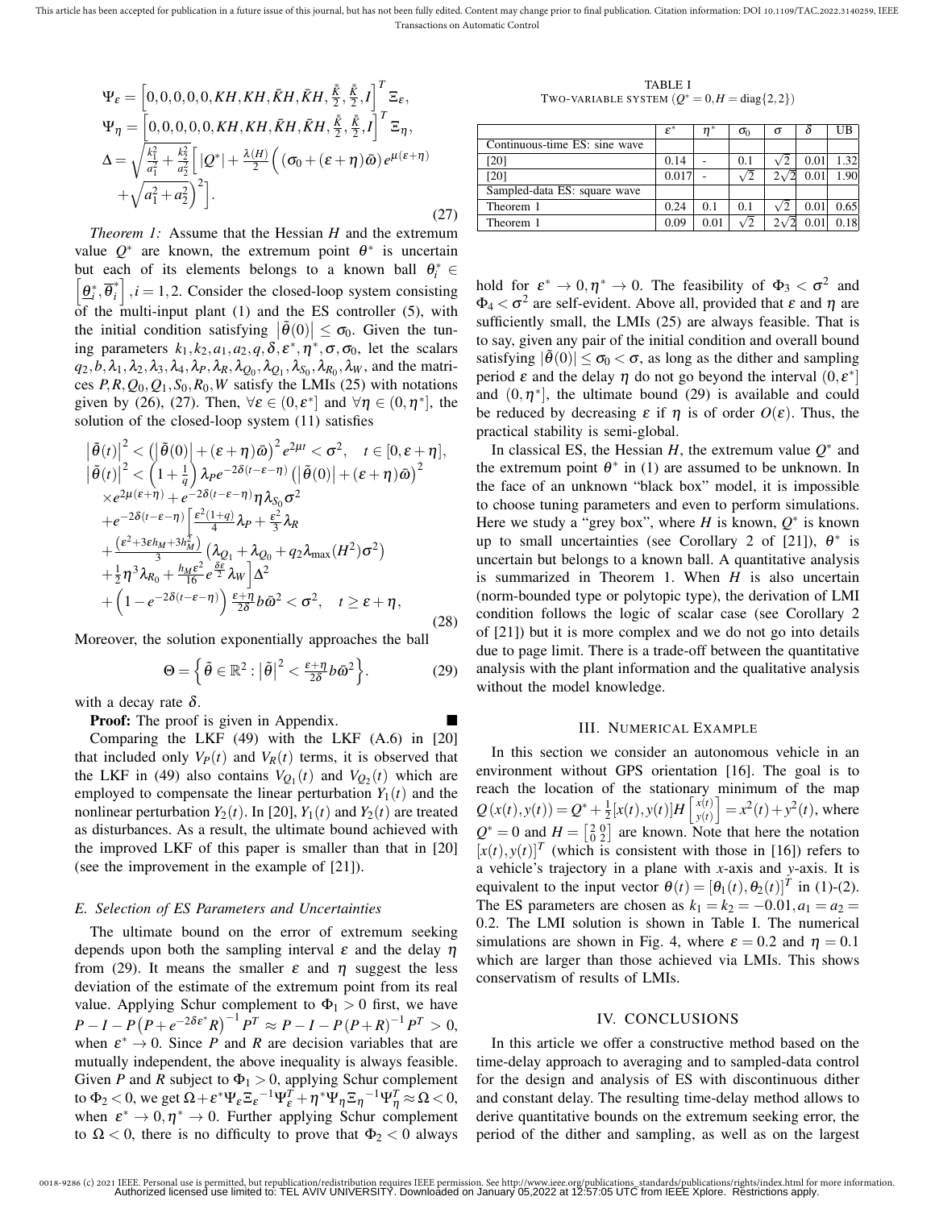$$
\begin{aligned}
\Psi_\varepsilon &= \left[0,0,0,0,0,KH,KH,\bar{K}H,\bar{K}H,\tfrac{\bar{\bar{K}}}{2},\tfrac{\bar{\bar{K}}}{2},I\right]^T \Xi_\varepsilon, \\
\Psi_\eta &= \left[0,0,0,0,0,KH,KH,\bar{K}H,\bar{K}H,\tfrac{\bar{\bar{K}}}{2},\tfrac{\bar{\bar{K}}}{2},I\right]^T \Xi_\eta, \\
\Delta &= \sqrt{\tfrac{k_1^2}{a_1^2}+\tfrac{k_2^2}{a_2^2}}\Big[\,|Q^*| + \tfrac{\lambda(H)}{2}\Big((\sigma_0+(\varepsilon+\eta)\bar{\omega})e^{\mu(\varepsilon+\eta)} \\
&\quad +\sqrt{a_1^2+a_2^2}\Big)^2\Big].
\end{aligned} \tag{27}
$$

*Theorem 1:* Assume that the Hessian $H$ and the extremum value $Q^*$ are known, the extremum point $\theta^*$ is uncertain but each of its elements belongs to a known ball $\theta_i^* \in \left[\underline{\theta}_i^*, \overline{\theta}_i^*\right], i=1,2$. Consider the closed-loop system consisting of the multi-input plant (1) and the ES controller (5), with the initial condition satisfying $\left|\tilde{\theta}(0)\right| \le \sigma_0$. Given the tuning parameters $k_1,k_2,a_1,a_2,q,\delta,\varepsilon^*,\eta^*,\sigma,\sigma_0$, let the scalars $q_2,b,\lambda_1,\lambda_2,\lambda_3,\lambda_4,\lambda_P,\lambda_R,\lambda_{Q_0},\lambda_{Q_1},\lambda_{S_0},\lambda_{R_0},\lambda_W$, and the matrices $P,R,Q_0,Q_1,S_0,R_0,W$ satisfy the LMIs (25) with notations given by (26), (27). Then, $\forall \varepsilon \in (0,\varepsilon^*]$ and $\forall \eta \in (0,\eta^*]$, the solution of the closed-loop system (11) satisfies

$$
\begin{aligned}
&\left|\tilde{\theta}(t)\right|^2 < \left(\left|\tilde{\theta}(0)\right| + (\varepsilon+\eta)\bar{\omega}\right)^2 e^{2\mu t} < \sigma^2, \quad t \in [0,\varepsilon+\eta], \\
&\left|\tilde{\theta}(t)\right|^2 < \left(1+\tfrac{1}{q}\right)\lambda_P e^{-2\delta(t-\varepsilon-\eta)}\left(\left|\tilde{\theta}(0)\right| + (\varepsilon+\eta)\bar{\omega}\right)^2 \\
&\quad \times e^{2\mu(\varepsilon+\eta)} + e^{-2\delta(t-\varepsilon-\eta)}\eta\lambda_{S_0}\sigma^2 \\
&\quad + e^{-2\delta(t-\varepsilon-\eta)}\Big[\tfrac{\varepsilon^2(1+q)}{4}\lambda_P + \tfrac{\varepsilon^2}{3}\lambda_R \\
&\quad + \tfrac{(\varepsilon^2+3\varepsilon h_M+3h_M^2)}{3}\left(\lambda_{Q_1}+\lambda_{Q_0}+q_2\lambda_{\max}(H^2)\sigma^2\right) \\
&\quad + \tfrac{1}{2}\eta^3\lambda_{R_0} + \tfrac{h_M\varepsilon^2}{16}e^{\frac{\delta\varepsilon}{2}}\lambda_W\Big]\Delta^2 \\
&\quad + \left(1-e^{-2\delta(t-\varepsilon-\eta)}\right)\tfrac{\varepsilon+\eta}{2\delta}b\bar{\omega}^2 < \sigma^2, \quad t \ge \varepsilon+\eta,
\end{aligned} \tag{28}
$$

Moreover, the solution exponentially approaches the ball

$$
\Theta = \left\{\tilde{\theta} \in \mathbb{R}^2 : \left|\tilde{\theta}\right|^2 < \tfrac{\varepsilon+\eta}{2\delta}b\bar{\omega}^2\right\}. \tag{29}
$$

with a decay rate $\delta$.

**Proof:** The proof is given in Appendix. ∎

Comparing the LKF (49) with the LKF (A.6) in [20] that included only $V_P(t)$ and $V_R(t)$ terms, it is observed that the LKF in (49) also contains $V_{Q_1}(t)$ and $V_{Q_2}(t)$ which are employed to compensate the linear perturbation $Y_1(t)$ and the nonlinear perturbation $Y_2(t)$. In [20], $Y_1(t)$ and $Y_2(t)$ are treated as disturbances. As a result, the ultimate bound achieved with the improved LKF of this paper is smaller than that in [20] (see the improvement in the example of [21]).

### E. Selection of ES Parameters and Uncertainties

The ultimate bound on the error of extremum seeking depends upon both the sampling interval $\varepsilon$ and the delay $\eta$ from (29). It means the smaller $\varepsilon$ and $\eta$ suggest the less deviation of the estimate of the extremum point from its real value. Applying Schur complement to $\Phi_1 > 0$ first, we have $P - I - P\left(P + e^{-2\delta\varepsilon^*}R\right)^{-1}P^T \approx P - I - P(P+R)^{-1}P^T > 0$, when $\varepsilon^* \to 0$. Since $P$ and $R$ are decision variables that are mutually independent, the above inequality is always feasible. Given $P$ and $R$ subject to $\Phi_1 > 0$, applying Schur complement to $\Phi_2 < 0$, we get $\Omega + \varepsilon^*\Psi_\varepsilon\Xi_\varepsilon^{-1}\Psi_\varepsilon^T + \eta^*\Psi_\eta\Xi_\eta^{-1}\Psi_\eta^T \approx \Omega < 0$, when $\varepsilon^* \to 0, \eta^* \to 0$. Further applying Schur complement to $\Omega < 0$, there is no difficulty to prove that $\Phi_2 < 0$ always hold for $\varepsilon^* \to 0, \eta^* \to 0$. The feasibility of $\Phi_3 < \sigma^2$ and $\Phi_4 < \sigma^2$ are self-evident. Above all, provided that $\varepsilon$ and $\eta$ are sufficiently small, the LMIs (25) are always feasible. That is to say, given any pair of the initial condition and overall bound satisfying $|\tilde{\theta}(0)| \le \sigma_0 < \sigma$, as long as the dither and sampling period $\varepsilon$ and the delay $\eta$ do not go beyond the interval $(0,\varepsilon^*]$ and $(0,\eta^*]$, the ultimate bound (29) is available and could be reduced by decreasing $\varepsilon$ if $\eta$ is of order $O(\varepsilon)$. Thus, the practical stability is semi-global.

In classical ES, the Hessian $H$, the extremum value $Q^*$ and the extremum point $\theta^*$ in (1) are assumed to be unknown. In the face of an unknown "black box" model, it is impossible to choose tuning parameters and even to perform simulations. Here we study a "grey box", where $H$ is known, $Q^*$ is known up to small uncertainties (see Corollary 2 of [21]), $\theta^*$ is uncertain but belongs to a known ball. A quantitative analysis is summarized in Theorem 1. When $H$ is also uncertain (norm-bounded type or polytopic type), the derivation of LMI condition follows the logic of scalar case (see Corollary 2 of [21]) but it is more complex and we do not go into details due to page limit. There is a trade-off between the quantitative analysis with the plant information and the qualitative analysis without the model knowledge.

TABLE I
TWO-VARIABLE SYSTEM ($Q^* = 0, H = \mathrm{diag}\{2,2\}$)

| | $\varepsilon^*$ | $\eta^*$ | $\sigma_0$ | $\sigma$ | $\delta$ | UB |
|---|---|---|---|---|---|---|
| Continuous-time ES: sine wave | | | | | | |
| [20] | 0.14 | - | 0.1 | $\sqrt{2}$ | 0.01 | 1.32 |
| [20] | 0.017 | - | $\sqrt{2}$ | $2\sqrt{2}$ | 0.01 | 1.90 |
| Sampled-data ES: square wave | | | | | | |
| Theorem 1 | 0.24 | 0.1 | 0.1 | $\sqrt{2}$ | 0.01 | 0.65 |
| Theorem 1 | 0.09 | 0.01 | $\sqrt{2}$ | $2\sqrt{2}$ | 0.01 | 0.18 |

## III. Numerical Example

In this section we consider an autonomous vehicle in an environment without GPS orientation [16]. The goal is to reach the location of the stationary minimum of the map $Q(x(t),y(t)) = Q^* + \frac{1}{2}[x(t),y(t)]H\begin{bmatrix}x(t)\\y(t)\end{bmatrix} = x^2(t)+y^2(t)$, where $Q^* = 0$ and $H = \begin{bmatrix}2 & 0\\0 & 2\end{bmatrix}$ are known. Note that here the notation $[x(t),y(t)]^T$ (which is consistent with those in [16]) refers to a vehicle's trajectory in a plane with $x$-axis and $y$-axis. It is equivalent to the input vector $\theta(t) = [\theta_1(t),\theta_2(t)]^T$ in (1)-(2). The ES parameters are chosen as $k_1 = k_2 = -0.01, a_1 = a_2 = 0.2$. The LMI solution is shown in Table I. The numerical simulations are shown in Fig. 4, where $\varepsilon = 0.2$ and $\eta = 0.1$ which are larger than those achieved via LMIs. This shows conservatism of results of LMIs.

## IV. Conclusions

In this article we offer a constructive method based on the time-delay approach to averaging and to sampled-data control for the design and analysis of ES with discontinuous dither and constant delay. The resulting time-delay method allows to derive quantitative bounds on the extremum seeking error, the period of the dither and sampling, as well as on the largest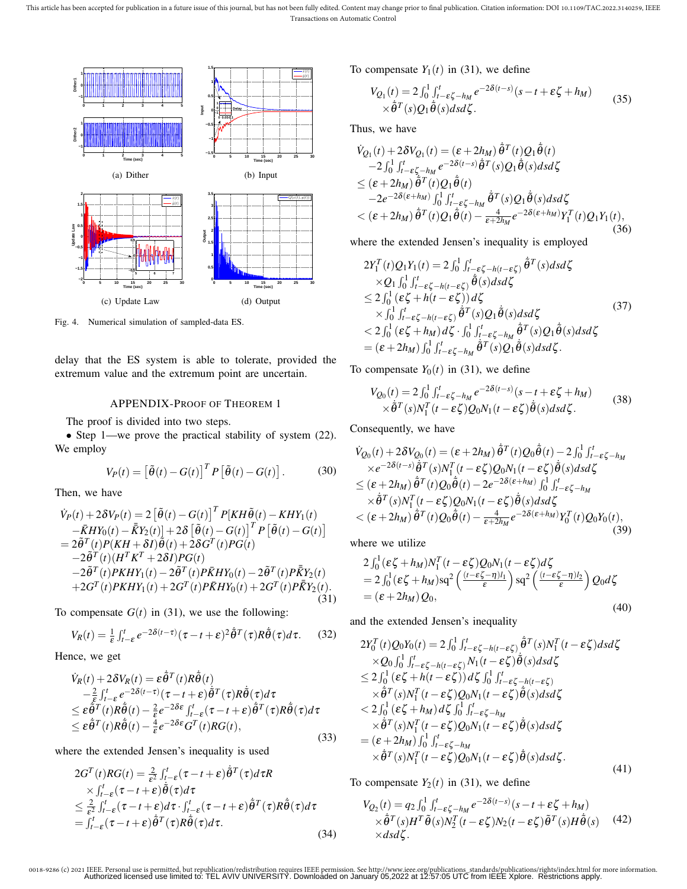(a) Dither

(b) Input

(c) Update Law

(d) Output

Fig. 4. Numerical simulation of sampled-data ES.

delay that the ES system is able to tolerate, provided the extremum value and the extremum point are uncertain.

## APPENDIX-PROOF OF THEOREM 1

The proof is divided into two steps.

• Step 1—we prove the practical stability of system (22). We employ

$$V_P(t) = \left[\tilde{\theta}(t) - G(t)\right]^T P \left[\tilde{\theta}(t) - G(t)\right]. \tag{30}$$

Then, we have

$$\begin{aligned}
&\dot{V}_P(t) + 2\delta V_P(t) = 2\left[\tilde{\theta}(t) - G(t)\right]^T P[KH\tilde{\theta}(t) - KHY_1(t) \\
&\quad -\bar{K}HY_0(t) - \bar{\bar{K}}Y_2(t)] + 2\delta\left[\tilde{\theta}(t) - G(t)\right]^T P\left[\tilde{\theta}(t) - G(t)\right] \\
&= 2\tilde{\theta}^T(t)P(KH + \delta I)\tilde{\theta}(t) + 2\delta G^T(t)PG(t) \\
&\quad -2\tilde{\theta}^T(t)(H^TK^T + 2\delta I)PG(t) \\
&\quad -2\tilde{\theta}^T(t)PKHY_1(t) - 2\tilde{\theta}^T(t)P\bar{K}HY_0(t) - 2\tilde{\theta}^T(t)P\bar{\bar{K}}Y_2(t) \\
&\quad +2G^T(t)PKHY_1(t) + 2G^T(t)P\bar{K}HY_0(t) + 2G^T(t)P\bar{\bar{K}}Y_2(t).
\end{aligned} \tag{31}$$

To compensate $G(t)$ in (31), we use the following:

$$V_R(t) = \tfrac{1}{\varepsilon}\int_{t-\varepsilon}^{t} e^{-2\delta(t-\tau)}(\tau - t + \varepsilon)^2 \dot{\tilde{\theta}}^T(\tau)R\dot{\tilde{\theta}}(\tau)d\tau. \tag{32}$$

Hence, we get

$$\begin{aligned}
&\dot{V}_R(t) + 2\delta V_R(t) = \varepsilon\dot{\tilde{\theta}}^T(t)R\dot{\tilde{\theta}}(t) \\
&\quad -\tfrac{2}{\varepsilon}\int_{t-\varepsilon}^{t} e^{-2\delta(t-\tau)}(\tau - t + \varepsilon)\dot{\tilde{\theta}}^T(\tau)R\dot{\tilde{\theta}}(\tau)d\tau \\
&\le \varepsilon\dot{\tilde{\theta}}^T(t)R\dot{\tilde{\theta}}(t) - \tfrac{2}{\varepsilon}e^{-2\delta\varepsilon}\int_{t-\varepsilon}^{t}(\tau - t + \varepsilon)\dot{\tilde{\theta}}^T(\tau)R\dot{\tilde{\theta}}(\tau)d\tau \\
&\le \varepsilon\dot{\tilde{\theta}}^T(t)R\dot{\tilde{\theta}}(t) - \tfrac{4}{\varepsilon}e^{-2\delta\varepsilon}G^T(t)RG(t),
\end{aligned} \tag{33}$$

where the extended Jensen's inequality is used

$$\begin{aligned}
&2G^T(t)RG(t) = \tfrac{2}{\varepsilon^2}\int_{t-\varepsilon}^{t}(\tau - t + \varepsilon)\dot{\tilde{\theta}}^T(\tau)d\tau R \\
&\quad \times \int_{t-\varepsilon}^{t}(\tau - t + \varepsilon)\dot{\tilde{\theta}}(\tau)d\tau \\
&\le \tfrac{2}{\varepsilon^2}\int_{t-\varepsilon}^{t}(\tau - t + \varepsilon)d\tau \cdot \int_{t-\varepsilon}^{t}(\tau - t + \varepsilon)\dot{\tilde{\theta}}^T(\tau)R\dot{\tilde{\theta}}(\tau)d\tau \\
&= \int_{t-\varepsilon}^{t}(\tau - t + \varepsilon)\dot{\tilde{\theta}}^T(\tau)R\dot{\tilde{\theta}}(\tau)d\tau.
\end{aligned} \tag{34}$$

To compensate $Y_1(t)$ in (31), we define

$$\begin{aligned}
V_{Q_1}(t) = 2\int_0^1\int_{t-\varepsilon\zeta-h_M}^{t} e^{-2\delta(t-s)}(s - t + \varepsilon\zeta + h_M) \\
\times\dot{\tilde{\theta}}^T(s)Q_1\dot{\tilde{\theta}}(s)dsd\zeta.
\end{aligned} \tag{35}$$

Thus, we have

$$\begin{aligned}
&\dot{V}_{Q_1}(t) + 2\delta V_{Q_1}(t) = (\varepsilon + 2h_M)\dot{\tilde{\theta}}^T(t)Q_1\dot{\tilde{\theta}}(t) \\
&\quad -2\int_0^1\int_{t-\varepsilon\zeta-h_M}^{t} e^{-2\delta(t-s)}\dot{\tilde{\theta}}^T(s)Q_1\dot{\tilde{\theta}}(s)dsd\zeta \\
&\le (\varepsilon + 2h_M)\dot{\tilde{\theta}}^T(t)Q_1\dot{\tilde{\theta}}(t) \\
&\quad -2e^{-2\delta(\varepsilon+h_M)}\int_0^1\int_{t-\varepsilon\zeta-h_M}^{t}\dot{\tilde{\theta}}^T(s)Q_1\dot{\tilde{\theta}}(s)dsd\zeta \\
&< (\varepsilon + 2h_M)\dot{\tilde{\theta}}^T(t)Q_1\dot{\tilde{\theta}}(t) - \tfrac{4}{\varepsilon+2h_M}e^{-2\delta(\varepsilon+h_M)}Y_1^T(t)Q_1Y_1(t),
\end{aligned} \tag{36}$$

where the extended Jensen's inequality is employed

$$\begin{aligned}
&2Y_1^T(t)Q_1Y_1(t) = 2\int_0^1\int_{t-\varepsilon\zeta-h(t-\varepsilon\zeta)}^{t}\dot{\tilde{\theta}}^T(s)dsd\zeta \\
&\quad \times Q_1\int_0^1\int_{t-\varepsilon\zeta-h(t-\varepsilon\zeta)}^{t}\dot{\tilde{\theta}}(s)dsd\zeta \\
&\le 2\int_0^1(\varepsilon\zeta + h(t-\varepsilon\zeta))d\zeta \\
&\quad \times\int_0^1\int_{t-\varepsilon\zeta-h(t-\varepsilon\zeta)}^{t}\dot{\tilde{\theta}}^T(s)Q_1\dot{\tilde{\theta}}(s)dsd\zeta \\
&< 2\int_0^1(\varepsilon\zeta + h_M)d\zeta \cdot \int_0^1\int_{t-\varepsilon\zeta-h_M}^{t}\dot{\tilde{\theta}}^T(s)Q_1\dot{\tilde{\theta}}(s)dsd\zeta \\
&= (\varepsilon + 2h_M)\int_0^1\int_{t-\varepsilon\zeta-h_M}^{t}\dot{\tilde{\theta}}^T(s)Q_1\dot{\tilde{\theta}}(s)dsd\zeta.
\end{aligned} \tag{37}$$

To compensate $Y_0(t)$ in (31), we define

$$\begin{aligned}
V_{Q_0}(t) = 2\int_0^1\int_{t-\varepsilon\zeta-h_M}^{t} e^{-2\delta(t-s)}(s - t + \varepsilon\zeta + h_M) \\
\times\dot{\tilde{\theta}}^T(s)N_1^T(t-\varepsilon\zeta)Q_0N_1(t-\varepsilon\zeta)\dot{\tilde{\theta}}(s)dsd\zeta.
\end{aligned} \tag{38}$$

Consequently, we have

$$\begin{aligned}
&\dot{V}_{Q_0}(t) + 2\delta V_{Q_0}(t) = (\varepsilon + 2h_M)\dot{\tilde{\theta}}^T(t)Q_0\dot{\tilde{\theta}}(t) - 2\int_0^1\int_{t-\varepsilon\zeta-h_M}^{t} \\
&\quad \times e^{-2\delta(t-s)}\dot{\tilde{\theta}}^T(s)N_1^T(t-\varepsilon\zeta)Q_0N_1(t-\varepsilon\zeta)\dot{\tilde{\theta}}(s)dsd\zeta \\
&\le (\varepsilon + 2h_M)\dot{\tilde{\theta}}^T(t)Q_0\dot{\tilde{\theta}}(t) - 2e^{-2\delta(\varepsilon+h_M)}\int_0^1\int_{t-\varepsilon\zeta-h_M}^{t} \\
&\quad \times\dot{\tilde{\theta}}^T(s)N_1^T(t-\varepsilon\zeta)Q_0N_1(t-\varepsilon\zeta)\dot{\tilde{\theta}}(s)dsd\zeta \\
&< (\varepsilon + 2h_M)\dot{\tilde{\theta}}^T(t)Q_0\dot{\tilde{\theta}}(t) - \tfrac{4}{\varepsilon+2h_M}e^{-2\delta(\varepsilon+h_M)}Y_0^T(t)Q_0Y_0(t),
\end{aligned} \tag{39}$$

where we utilize

$$\begin{aligned}
&2\int_0^1(\varepsilon\zeta + h_M)N_1^T(t-\varepsilon\zeta)Q_0N_1(t-\varepsilon\zeta)d\zeta \\
&= 2\int_0^1(\varepsilon\zeta + h_M)\mathrm{sq}^2\left(\tfrac{(t-\varepsilon\zeta-\eta)l_1}{\varepsilon}\right)\mathrm{sq}^2\left(\tfrac{(t-\varepsilon\zeta-\eta)l_2}{\varepsilon}\right)Q_0d\zeta \\
&= (\varepsilon + 2h_M)Q_0,
\end{aligned} \tag{40}$$

and the extended Jensen's inequality

$$\begin{aligned}
&2Y_0^T(t)Q_0Y_0(t) = 2\int_0^1\int_{t-\varepsilon\zeta-h(t-\varepsilon\zeta)}^{t}\dot{\tilde{\theta}}^T(s)N_1^T(t-\varepsilon\zeta)dsd\zeta \\
&\quad \times Q_0\int_0^1\int_{t-\varepsilon\zeta-h(t-\varepsilon\zeta)}^{t}N_1(t-\varepsilon\zeta)\dot{\tilde{\theta}}(s)dsd\zeta \\
&\le 2\int_0^1(\varepsilon\zeta + h(t-\varepsilon\zeta))d\zeta\int_0^1\int_{t-\varepsilon\zeta-h(t-\varepsilon\zeta)}^{t} \\
&\quad \times\dot{\tilde{\theta}}^T(s)N_1^T(t-\varepsilon\zeta)Q_0N_1(t-\varepsilon\zeta)\dot{\tilde{\theta}}(s)dsd\zeta \\
&< 2\int_0^1(\varepsilon\zeta + h_M)d\zeta\int_0^1\int_{t-\varepsilon\zeta-h_M}^{t} \\
&\quad \times\dot{\tilde{\theta}}^T(s)N_1^T(t-\varepsilon\zeta)Q_0N_1(t-\varepsilon\zeta)\dot{\tilde{\theta}}(s)dsd\zeta \\
&= (\varepsilon + 2h_M)\int_0^1\int_{t-\varepsilon\zeta-h_M}^{t} \\
&\quad \times\dot{\tilde{\theta}}^T(s)N_1^T(t-\varepsilon\zeta)Q_0N_1(t-\varepsilon\zeta)\dot{\tilde{\theta}}(s)dsd\zeta.
\end{aligned} \tag{41}$$

To compensate $Y_2(t)$ in (31), we define

$$\begin{aligned}
V_{Q_2}(t) = q_2\int_0^1\int_{t-\varepsilon\zeta-h_M}^{t} e^{-2\delta(t-s)}(s - t + \varepsilon\zeta + h_M) \\
\times\dot{\tilde{\theta}}^T(s)H^T\tilde{\theta}(s)N_2^T(t-\varepsilon\zeta)N_2(t-\varepsilon\zeta)\tilde{\theta}^T(s)H\dot{\tilde{\theta}}(s) \\
\times dsd\zeta.
\end{aligned} \tag{42}$$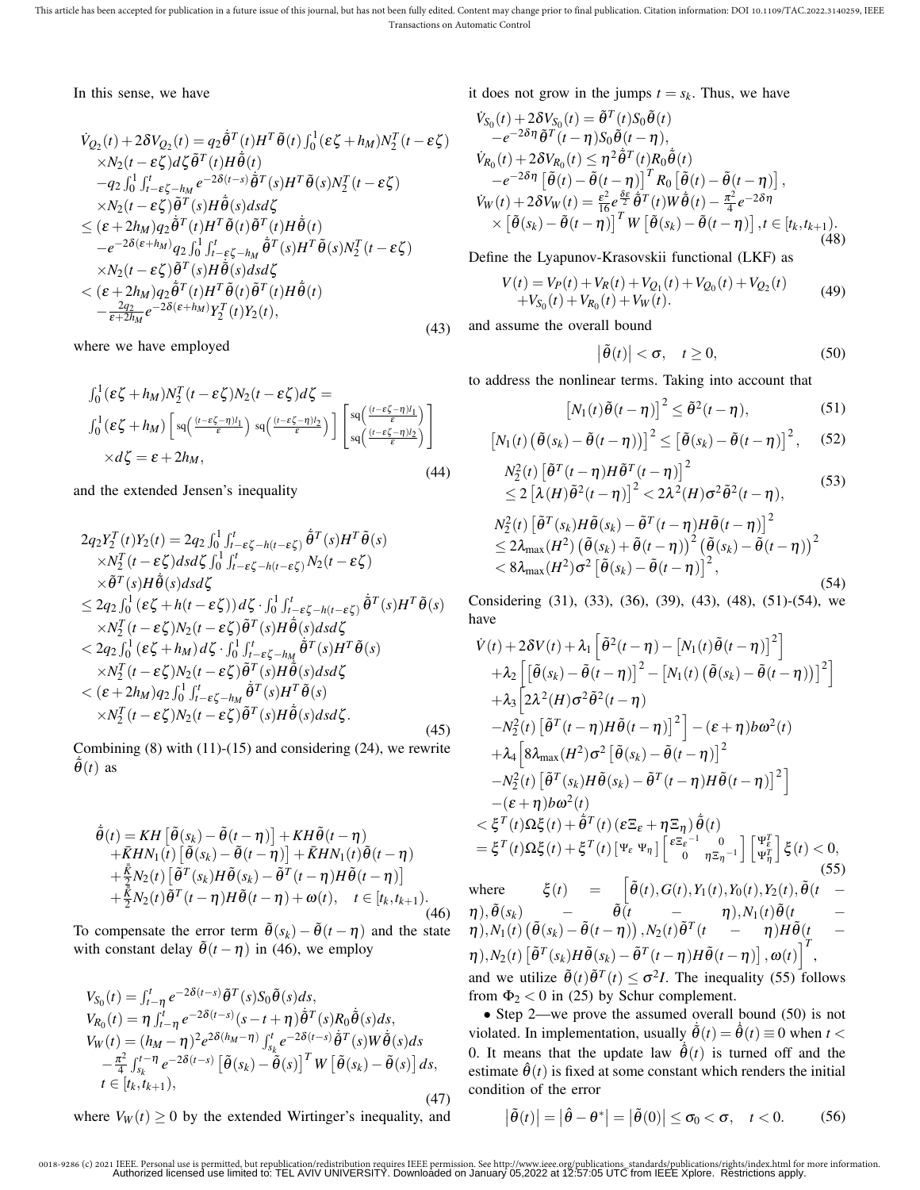In this sense, we have

$$
\begin{aligned}
&\dot{V}_{Q_2}(t)+2\delta V_{Q_2}(t) = q_2\dot{\tilde{\theta}}^T(t)H^T\tilde{\theta}(t)\int_0^1(\varepsilon\zeta+h_M)N_2^T(t-\varepsilon\zeta) \\
&\quad\times N_2(t-\varepsilon\zeta)d\zeta\tilde{\theta}^T(t)H\dot{\tilde{\theta}}(t) \\
&\quad-q_2\int_0^1\int_{t-\varepsilon\zeta-h_M}^t e^{-2\delta(t-s)}\dot{\tilde{\theta}}^T(s)H^T\tilde{\theta}(s)N_2^T(t-\varepsilon\zeta) \\
&\quad\times N_2(t-\varepsilon\zeta)\tilde{\theta}^T(s)H\dot{\tilde{\theta}}(s)dsd\zeta \\
&\leq(\varepsilon+2h_M)q_2\dot{\tilde{\theta}}^T(t)H^T\tilde{\theta}(t)\tilde{\theta}^T(t)H\dot{\tilde{\theta}}(t) \\
&\quad-e^{-2\delta(\varepsilon+h_M)}q_2\int_0^1\int_{t-\varepsilon\zeta-h_M}^t\dot{\tilde{\theta}}^T(s)H^T\tilde{\theta}(s)N_2^T(t-\varepsilon\zeta) \\
&\quad\times N_2(t-\varepsilon\zeta)\tilde{\theta}^T(s)H\dot{\tilde{\theta}}(s)dsd\zeta \\
&<(\varepsilon+2h_M)q_2\dot{\tilde{\theta}}^T(t)H^T\tilde{\theta}(t)\tilde{\theta}^T(t)H\dot{\tilde{\theta}}(t) \\
&\quad-\tfrac{2q_2}{\varepsilon+2h_M}e^{-2\delta(\varepsilon+h_M)}Y_2^T(t)Y_2(t),
\end{aligned}
\tag{43}
$$

where we have employed

$$
\begin{aligned}
&\int_0^1(\varepsilon\zeta+h_M)N_2^T(t-\varepsilon\zeta)N_2(t-\varepsilon\zeta)d\zeta = \\
&\int_0^1(\varepsilon\zeta+h_M)\left[\mathrm{sq}\left(\tfrac{(t-\varepsilon\zeta-\eta)l_1}{\varepsilon}\right)\ \mathrm{sq}\left(\tfrac{(t-\varepsilon\zeta-\eta)l_2}{\varepsilon}\right)\right]\begin{bmatrix}\mathrm{sq}\left(\tfrac{(t-\varepsilon\zeta-\eta)l_1}{\varepsilon}\right)\\ \mathrm{sq}\left(\tfrac{(t-\varepsilon\zeta-\eta)l_2}{\varepsilon}\right)\end{bmatrix} \\
&\quad\times d\zeta=\varepsilon+2h_M,
\end{aligned}
\tag{44}
$$

and the extended Jensen's inequality

$$
\begin{aligned}
&2q_2Y_2^T(t)Y_2(t)=2q_2\int_0^1\int_{t-\varepsilon\zeta-h(t-\varepsilon\zeta)}^t\dot{\tilde{\theta}}^T(s)H^T\tilde{\theta}(s) \\
&\quad\times N_2^T(t-\varepsilon\zeta)dsd\zeta\int_0^1\int_{t-\varepsilon\zeta-h(t-\varepsilon\zeta)}^t N_2(t-\varepsilon\zeta) \\
&\quad\times\tilde{\theta}^T(s)H\dot{\tilde{\theta}}(s)dsd\zeta \\
&\leq 2q_2\int_0^1(\varepsilon\zeta+h(t-\varepsilon\zeta))d\zeta\cdot\int_0^1\int_{t-\varepsilon\zeta-h(t-\varepsilon\zeta)}^t\dot{\tilde{\theta}}^T(s)H^T\tilde{\theta}(s) \\
&\quad\times N_2^T(t-\varepsilon\zeta)N_2(t-\varepsilon\zeta)\tilde{\theta}^T(s)H\dot{\tilde{\theta}}(s)dsd\zeta \\
&<2q_2\int_0^1(\varepsilon\zeta+h_M)d\zeta\cdot\int_0^1\int_{t-\varepsilon\zeta-h_M}^t\dot{\tilde{\theta}}^T(s)H^T\tilde{\theta}(s) \\
&\quad\times N_2^T(t-\varepsilon\zeta)N_2(t-\varepsilon\zeta)\tilde{\theta}^T(s)H\dot{\tilde{\theta}}(s)dsd\zeta \\
&<(\varepsilon+2h_M)q_2\int_0^1\int_{t-\varepsilon\zeta-h_M}^t\dot{\tilde{\theta}}^T(s)H^T\tilde{\theta}(s) \\
&\quad\times N_2^T(t-\varepsilon\zeta)N_2(t-\varepsilon\zeta)\tilde{\theta}^T(s)H\dot{\tilde{\theta}}(s)dsd\zeta.
\end{aligned}
\tag{45}
$$

Combining (8) with (11)-(15) and considering (24), we rewrite $\dot{\tilde{\theta}}(t)$ as

$$
\begin{aligned}
\dot{\tilde{\theta}}(t)&=KH\left[\tilde{\theta}(s_k)-\tilde{\theta}(t-\eta)\right]+KH\tilde{\theta}(t-\eta) \\
&+\bar{K}HN_1(t)\left[\tilde{\theta}(s_k)-\tilde{\theta}(t-\eta)\right]+\bar{K}HN_1(t)\tilde{\theta}(t-\eta) \\
&+\tfrac{\bar{\bar{K}}}{2}N_2(t)\left[\tilde{\theta}^T(s_k)H\tilde{\theta}(s_k)-\tilde{\theta}^T(t-\eta)H\tilde{\theta}(t-\eta)\right] \\
&+\tfrac{\bar{\bar{K}}}{2}N_2(t)\tilde{\theta}^T(t-\eta)H\tilde{\theta}(t-\eta)+\omega(t),\quad t\in[t_k,t_{k+1}).
\end{aligned}
\tag{46}
$$

To compensate the error term $\tilde{\theta}(s_k)-\tilde{\theta}(t-\eta)$ and the state with constant delay $\tilde{\theta}(t-\eta)$ in (46), we employ

$$
\begin{aligned}
&V_{S_0}(t)=\int_{t-\eta}^t e^{-2\delta(t-s)}\tilde{\theta}^T(s)S_0\tilde{\theta}(s)ds, \\
&V_{R_0}(t)=\eta\int_{t-\eta}^t e^{-2\delta(t-s)}(s-t+\eta)\dot{\tilde{\theta}}^T(s)R_0\dot{\tilde{\theta}}(s)ds, \\
&V_W(t)=(h_M-\eta)^2e^{2\delta(h_M-\eta)}\int_{s_k}^t e^{-2\delta(t-s)}\dot{\tilde{\theta}}^T(s)W\dot{\tilde{\theta}}(s)ds \\
&\quad-\tfrac{\pi^2}{4}\int_{s_k}^{t-\eta}e^{-2\delta(t-s)}\left[\tilde{\theta}(s_k)-\tilde{\theta}(s)\right]^TW\left[\tilde{\theta}(s_k)-\tilde{\theta}(s)\right]ds, \\
&t\in[t_k,t_{k+1}),
\end{aligned}
\tag{47}
$$

where $V_W(t)\geq 0$ by the extended Wirtinger's inequality, and it does not grow in the jumps $t=s_k$. Thus, we have

$$
\begin{aligned}
&\dot{V}_{S_0}(t)+2\delta V_{S_0}(t)=\tilde{\theta}^T(t)S_0\tilde{\theta}(t) \\
&\quad-e^{-2\delta\eta}\tilde{\theta}^T(t-\eta)S_0\tilde{\theta}(t-\eta), \\
&\dot{V}_{R_0}(t)+2\delta V_{R_0}(t)\leq\eta^2\dot{\tilde{\theta}}^T(t)R_0\dot{\tilde{\theta}}(t) \\
&\quad-e^{-2\delta\eta}\left[\tilde{\theta}(t)-\tilde{\theta}(t-\eta)\right]^TR_0\left[\tilde{\theta}(t)-\tilde{\theta}(t-\eta)\right], \\
&\dot{V}_W(t)+2\delta V_W(t)=\tfrac{\varepsilon^2}{16}e^{\frac{\delta\varepsilon}{2}}\dot{\tilde{\theta}}^T(t)W\dot{\tilde{\theta}}(t)-\tfrac{\pi^2}{4}e^{-2\delta\eta} \\
&\quad\times\left[\tilde{\theta}(s_k)-\tilde{\theta}(t-\eta)\right]^TW\left[\tilde{\theta}(s_k)-\tilde{\theta}(t-\eta)\right],t\in[t_k,t_{k+1}).
\end{aligned}
\tag{48}
$$

Define the Lyapunov-Krasovskii functional (LKF) as

$$
\begin{aligned}
V(t)=&V_P(t)+V_R(t)+V_{Q_1}(t)+V_{Q_0}(t)+V_{Q_2}(t) \\
&+V_{S_0}(t)+V_{R_0}(t)+V_W(t).
\end{aligned}
\tag{49}
$$

and assume the overall bound

$$
\left|\tilde{\theta}(t)\right|<\sigma,\quad t\geq 0,
\tag{50}
$$

to address the nonlinear terms. Taking into account that

$$
\left[N_1(t)\tilde{\theta}(t-\eta)\right]^2\leq\tilde{\theta}^2(t-\eta),
\tag{51}
$$

$$
\left[N_1(t)\left(\tilde{\theta}(s_k)-\tilde{\theta}(t-\eta)\right)\right]^2\leq\left[\tilde{\theta}(s_k)-\tilde{\theta}(t-\eta)\right]^2,
\tag{52}
$$

$$
\begin{aligned}
&N_2^2(t)\left[\tilde{\theta}^T(t-\eta)H\tilde{\theta}^T(t-\eta)\right]^2 \\
&\leq 2\left[\lambda(H)\tilde{\theta}^2(t-\eta)\right]^2<2\lambda^2(H)\sigma^2\tilde{\theta}^2(t-\eta),
\end{aligned}
\tag{53}
$$

$$
\begin{aligned}
&N_2^2(t)\left[\tilde{\theta}^T(s_k)H\tilde{\theta}(s_k)-\tilde{\theta}^T(t-\eta)H\tilde{\theta}(t-\eta)\right]^2 \\
&\leq 2\lambda_{\max}(H^2)\left(\tilde{\theta}(s_k)+\tilde{\theta}(t-\eta)\right)^2\left(\tilde{\theta}(s_k)-\tilde{\theta}(t-\eta)\right)^2 \\
&<8\lambda_{\max}(H^2)\sigma^2\left[\tilde{\theta}(s_k)-\tilde{\theta}(t-\eta)\right]^2,
\end{aligned}
\tag{54}
$$

Considering (31), (33), (36), (39), (43), (48), (51)-(54), we have

$$
\begin{aligned}
&\dot{V}(t)+2\delta V(t)+\lambda_1\left[\tilde{\theta}^2(t-\eta)-\left[N_1(t)\tilde{\theta}(t-\eta)\right]^2\right] \\
&+\lambda_2\left[\left[\tilde{\theta}(s_k)-\tilde{\theta}(t-\eta)\right]^2-\left[N_1(t)\left(\tilde{\theta}(s_k)-\tilde{\theta}(t-\eta)\right)\right]^2\right] \\
&+\lambda_3\Big[2\lambda^2(H)\sigma^2\tilde{\theta}^2(t-\eta) \\
&-N_2^2(t)\left[\tilde{\theta}^T(t-\eta)H\tilde{\theta}(t-\eta)\right]^2\Big]-(\varepsilon+\eta)b\omega^2(t) \\
&+\lambda_4\Big[8\lambda_{\max}(H^2)\sigma^2\left[\tilde{\theta}(s_k)-\tilde{\theta}(t-\eta)\right]^2 \\
&-N_2^2(t)\left[\tilde{\theta}^T(s_k)H\tilde{\theta}(s_k)-\tilde{\theta}^T(t-\eta)H\tilde{\theta}(t-\eta)\right]^2\Big] \\
&-(\varepsilon+\eta)b\omega^2(t) \\
&<\xi^T(t)\Omega\xi(t)+\dot{\tilde{\theta}}^T(t)\left(\varepsilon\Xi_\varepsilon+\eta\Xi_\eta\right)\dot{\tilde{\theta}}(t) \\
&=\xi^T(t)\Omega\xi(t)+\xi^T(t)\left[\Psi_\varepsilon\ \Psi_\eta\right]\begin{bmatrix}\varepsilon\Xi_\varepsilon{}^{-1} & 0\\ 0 & \eta\Xi_\eta{}^{-1}\end{bmatrix}\begin{bmatrix}\Psi_\varepsilon^T\\ \Psi_\eta^T\end{bmatrix}\xi(t)<0,
\end{aligned}
\tag{55}
$$

where $\xi(t)=\Big[\tilde{\theta}(t),G(t),Y_1(t),Y_0(t),Y_2(t),\tilde{\theta}(t-\eta),\tilde{\theta}(s_k)-\tilde{\theta}(t-\eta),N_1(t)\tilde{\theta}(t-\eta),N_1(t)\left(\tilde{\theta}(s_k)-\tilde{\theta}(t-\eta)\right),N_2(t)\tilde{\theta}^T(t-\eta)H\tilde{\theta}(t-\eta),N_2(t)\left[\tilde{\theta}^T(s_k)H\tilde{\theta}(s_k)-\tilde{\theta}^T(t-\eta)H\tilde{\theta}(t-\eta)\right],\omega(t)\Big]^T$, and we utilize $\tilde{\theta}(t)\tilde{\theta}^T(t)\leq\sigma^2I$. The inequality (55) follows from $\Phi_2<0$ in (25) by Schur complement.

• Step 2—we prove the assumed overall bound (50) is not violated. In implementation, usually $\dot{\tilde{\theta}}(t)=\dot{\hat{\theta}}(t)\equiv 0$ when $t<0$. It means that the update law $\dot{\hat{\theta}}(t)$ is turned off and the estimate $\hat{\theta}(t)$ is fixed at some constant which renders the initial condition of the error

$$
\left|\tilde{\theta}(t)\right|=\left|\hat{\theta}-\theta^*\right|=\left|\tilde{\theta}(0)\right|\leq\sigma_0<\sigma,\quad t<0.
\tag{56}
$$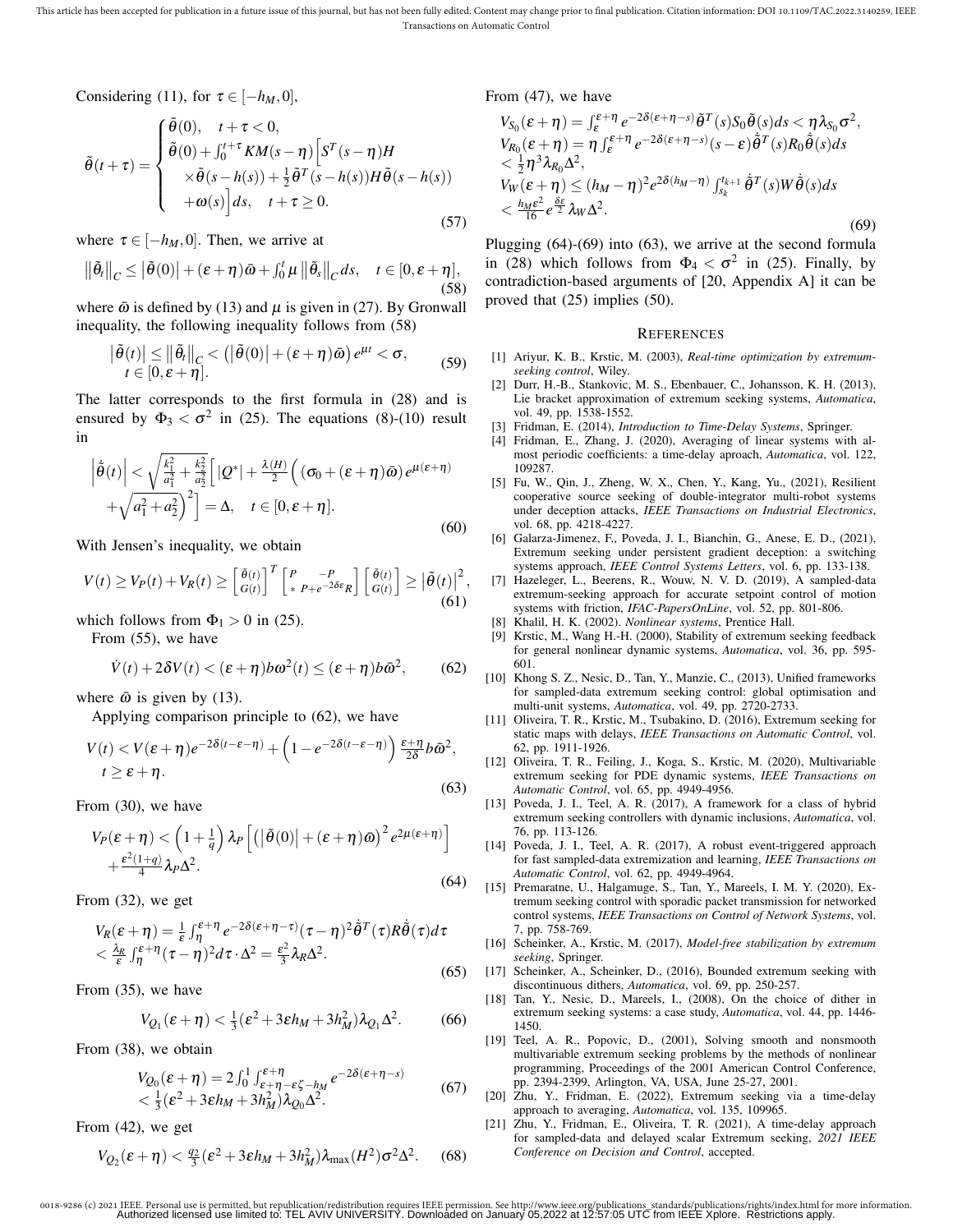Considering (11), for $\tau \in [-h_M, 0]$,

$$
\tilde{\theta}(t+\tau) = \begin{cases} \tilde{\theta}(0), \quad t+\tau < 0, \\ \tilde{\theta}(0) + \int_0^{t+\tau} KM(s-\eta)\Big[S^T(s-\eta)H \\ \quad \times\tilde{\theta}(s-h(s)) + \frac{1}{2}\tilde{\theta}^T(s-h(s))H\tilde{\theta}(s-h(s)) \\ \quad +\omega(s)\Big]ds, \quad t+\tau \geq 0. \end{cases} \tag{57}
$$

where $\tau \in [-h_M, 0]$. Then, we arrive at

$$
\left\|\tilde{\theta}_t\right\|_C \leq \left|\tilde{\theta}(0)\right| + (\varepsilon+\eta)\bar{\omega} + \int_0^t \mu \left\|\tilde{\theta}_s\right\|_C ds, \quad t \in [0, \varepsilon+\eta], \tag{58}
$$

where $\bar{\omega}$ is defined by (13) and $\mu$ is given in (27). By Gronwall inequality, the following inequality follows from (58)

$$
\begin{array}{l} \left|\tilde{\theta}(t)\right| \leq \left\|\tilde{\theta}_t\right\|_C < \left(\left|\tilde{\theta}(0)\right| + (\varepsilon+\eta)\bar{\omega}\right)e^{\mu t} < \sigma, \\ t \in [0, \varepsilon+\eta]. \end{array} \tag{59}
$$

The latter corresponds to the first formula in (28) and is ensured by $\Phi_3 < \sigma^2$ in (25). The equations (8)-(10) result in

$$
\begin{array}{l} \left|\dot{\tilde{\theta}}(t)\right| < \sqrt{\frac{k_1^2}{a_1^2} + \frac{k_2^2}{a_2^2}}\Big[\left|Q^*\right| + \frac{\lambda(H)}{2}\Big((\sigma_0 + (\varepsilon+\eta)\bar{\omega})e^{\mu(\varepsilon+\eta)} \\ \quad + \sqrt{a_1^2 + a_2^2}\Big)^2\Big] = \Delta, \quad t \in [0, \varepsilon+\eta]. \end{array} \tag{60}
$$

With Jensen's inequality, we obtain

$$
V(t) \geq V_P(t) + V_R(t) \geq \begin{bmatrix} \tilde{\theta}(t) \\ G(t) \end{bmatrix}^T \begin{bmatrix} P & -P \\ * & P + e^{-2\delta\varepsilon}R \end{bmatrix} \begin{bmatrix} \tilde{\theta}(t) \\ G(t) \end{bmatrix} \geq \left|\tilde{\theta}(t)\right|^2, \tag{61}
$$

which follows from $\Phi_1 > 0$ in (25).

From (55), we have

$$
\dot{V}(t) + 2\delta V(t) < (\varepsilon+\eta)b\omega^2(t) \leq (\varepsilon+\eta)b\bar{\omega}^2, \tag{62}
$$

where $\bar{\omega}$ is given by (13).

Applying comparison principle to (62), we have

$$
\begin{array}{l} V(t) < V(\varepsilon+\eta)e^{-2\delta(t-\varepsilon-\eta)} + \left(1 - e^{-2\delta(t-\varepsilon-\eta)}\right)\frac{\varepsilon+\eta}{2\delta}b\bar{\omega}^2, \\ t \geq \varepsilon+\eta. \end{array} \tag{63}
$$

From (30), we have

$$
\begin{array}{l} V_P(\varepsilon+\eta) < \left(1+\frac{1}{q}\right)\lambda_P\Big[\left(\left|\tilde{\theta}(0)\right| + (\varepsilon+\eta)\bar{\omega}\right)^2 e^{2\mu(\varepsilon+\eta)}\Big] \\ \quad + \frac{\varepsilon^2(1+q)}{4}\lambda_P\Delta^2. \end{array} \tag{64}
$$

From (32), we get

$$
\begin{array}{l} V_R(\varepsilon+\eta) = \frac{1}{\varepsilon}\int_\eta^{\varepsilon+\eta} e^{-2\delta(\varepsilon+\eta-\tau)}(\tau-\eta)^2\dot{\tilde{\theta}}^T(\tau)R\dot{\tilde{\theta}}(\tau)d\tau \\ < \frac{\lambda_R}{\varepsilon}\int_\eta^{\varepsilon+\eta}(\tau-\eta)^2 d\tau \cdot \Delta^2 = \frac{\varepsilon^2}{3}\lambda_R\Delta^2. \end{array} \tag{65}
$$

From (35), we have

$$
V_{Q_1}(\varepsilon+\eta) < \frac{1}{3}(\varepsilon^2 + 3\varepsilon h_M + 3h_M^2)\lambda_{Q_1}\Delta^2. \tag{66}
$$

From (38), we obtain

$$
\begin{array}{l} V_{Q_0}(\varepsilon+\eta) = 2\int_0^1 \int_{\varepsilon+\eta-\varepsilon\zeta-h_M}^{\varepsilon+\eta} e^{-2\delta(\varepsilon+\eta-s)} \\ < \frac{1}{3}(\varepsilon^2 + 3\varepsilon h_M + 3h_M^2)\lambda_{Q_0}\Delta^2. \end{array} \tag{67}
$$

From (42), we get

$$
V_{Q_2}(\varepsilon+\eta) < \frac{q_2}{3}(\varepsilon^2 + 3\varepsilon h_M + 3h_M^2)\lambda_{\max}(H^2)\sigma^2\Delta^2. \tag{68}
$$

From (47), we have

$$
\begin{array}{l} V_{S_0}(\varepsilon+\eta) = \int_\varepsilon^{\varepsilon+\eta} e^{-2\delta(\varepsilon+\eta-s)}\tilde{\theta}^T(s)S_0\tilde{\theta}(s)ds < \eta\lambda_{S_0}\sigma^2, \\ V_{R_0}(\varepsilon+\eta) = \eta\int_\varepsilon^{\varepsilon+\eta} e^{-2\delta(\varepsilon+\eta-s)}(s-\varepsilon)\dot{\tilde{\theta}}^T(s)R_0\dot{\tilde{\theta}}(s)ds \\ < \frac{1}{2}\eta^3\lambda_{R_0}\Delta^2, \\ V_W(\varepsilon+\eta) \leq (h_M-\eta)^2 e^{2\delta(h_M-\eta)}\int_{s_k}^{t_{k+1}} \dot{\tilde{\theta}}^T(s)W\dot{\tilde{\theta}}(s)ds \\ < \frac{h_M\varepsilon^2}{16}e^{\frac{\delta\varepsilon}{2}}\lambda_W\Delta^2. \end{array} \tag{69}
$$

Plugging (64)-(69) into (63), we arrive at the second formula in (28) which follows from $\Phi_4 < \sigma^2$ in (25). Finally, by contradiction-based arguments of [20, Appendix A] it can be proved that (25) implies (50).

## REFERENCES

[1] Ariyur, K. B., Krstic, M. (2003), *Real-time optimization by extremum-seeking control*, Wiley.

[2] Durr, H.-B., Stankovic, M. S., Ebenbauer, C., Johansson, K. H. (2013), Lie bracket approximation of extremum seeking systems, *Automatica*, vol. 49, pp. 1538-1552.

[3] Fridman, E. (2014), *Introduction to Time-Delay Systems*, Springer.

[4] Fridman, E., Zhang, J. (2020), Averaging of linear systems with almost periodic coefficients: a time-delay aproach, *Automatica*, vol. 122, 109287.

[5] Fu, W., Qin, J., Zheng, W. X., Chen, Y., Kang, Yu., (2021), Resilient cooperative source seeking of double-integrator multi-robot systems under deception attacks, *IEEE Transactions on Industrial Electronics*, vol. 68, pp. 4218-4227.

[6] Galarza-Jimenez, F., Poveda, J. I., Bianchin, G., Anese, E. D., (2021), Extremum seeking under persistent gradient deception: a switching systems approach, *IEEE Control Systems Letters*, vol. 6, pp. 133-138.

[7] Hazeleger, L., Beerens, R., Wouw, N. V. D. (2019), A sampled-data extremum-seeking approach for accurate setpoint control of motion systems with friction, *IFAC-PapersOnLine*, vol. 52, pp. 801-806.

[8] Khalil, H. K. (2002). *Nonlinear systems*, Prentice Hall.

[9] Krstic, M., Wang H.-H. (2000), Stability of extremum seeking feedback for general nonlinear dynamic systems, *Automatica*, vol. 36, pp. 595-601.

[10] Khong S. Z., Nesic, D., Tan, Y., Manzie, C., (2013), Unified frameworks for sampled-data extremum seeking control: global optimisation and multi-unit systems, *Automatica*, vol. 49, pp. 2720-2733.

[11] Oliveira, T. R., Krstic, M., Tsubakino, D. (2016), Extremum seeking for static maps with delays, *IEEE Transactions on Automatic Control*, vol. 62, pp. 1911-1926.

[12] Oliveira, T. R., Feiling, J., Koga, S., Krstic, M. (2020), Multivariable extremum seeking for PDE dynamic systems, *IEEE Transactions on Automatic Control*, vol. 65, pp. 4949-4956.

[13] Poveda, J. I., Teel, A. R. (2017), A framework for a class of hybrid extremum seeking controllers with dynamic inclusions, *Automatica*, vol. 76, pp. 113-126.

[14] Poveda, J. I., Teel, A. R. (2017), A robust event-triggered approach for fast sampled-data extremization and learning, *IEEE Transactions on Automatic Control*, vol. 62, pp. 4949-4964.

[15] Premaratne, U., Halgamuge, S., Tan, Y., Mareels, I. M. Y. (2020), Extremum seeking control with sporadic packet transmission for networked control systems, *IEEE Transactions on Control of Network Systems*, vol. 7, pp. 758-769.

[16] Scheinker, A., Krstic, M. (2017), *Model-free stabilization by extremum seeking*, Springer.

[17] Scheinker, A., Scheinker, D., (2016), Bounded extremum seeking with discontinuous dithers, *Automatica*, vol. 69, pp. 250-257.

[18] Tan, Y., Nesic, D., Mareels, I., (2008), On the choice of dither in extremum seeking systems: a case study, *Automatica*, vol. 44, pp. 1446-1450.

[19] Teel, A. R., Popovic, D., (2001), Solving smooth and nonsmooth multivariable extremum seeking problems by the methods of nonlinear programming, Proceedings of the 2001 American Control Conference, pp. 2394-2399, Arlington, VA, USA, June 25-27, 2001.

[20] Zhu, Y., Fridman, E. (2022), Extremum seeking via a time-delay approach to averaging, *Automatica*, vol. 135, 109965.

[21] Zhu, Y., Fridman, E., Oliveira, T. R. (2021), A time-delay approach for sampled-data and delayed scalar Extremum seeking, *2021 IEEE Conference on Decision and Control*, accepted.